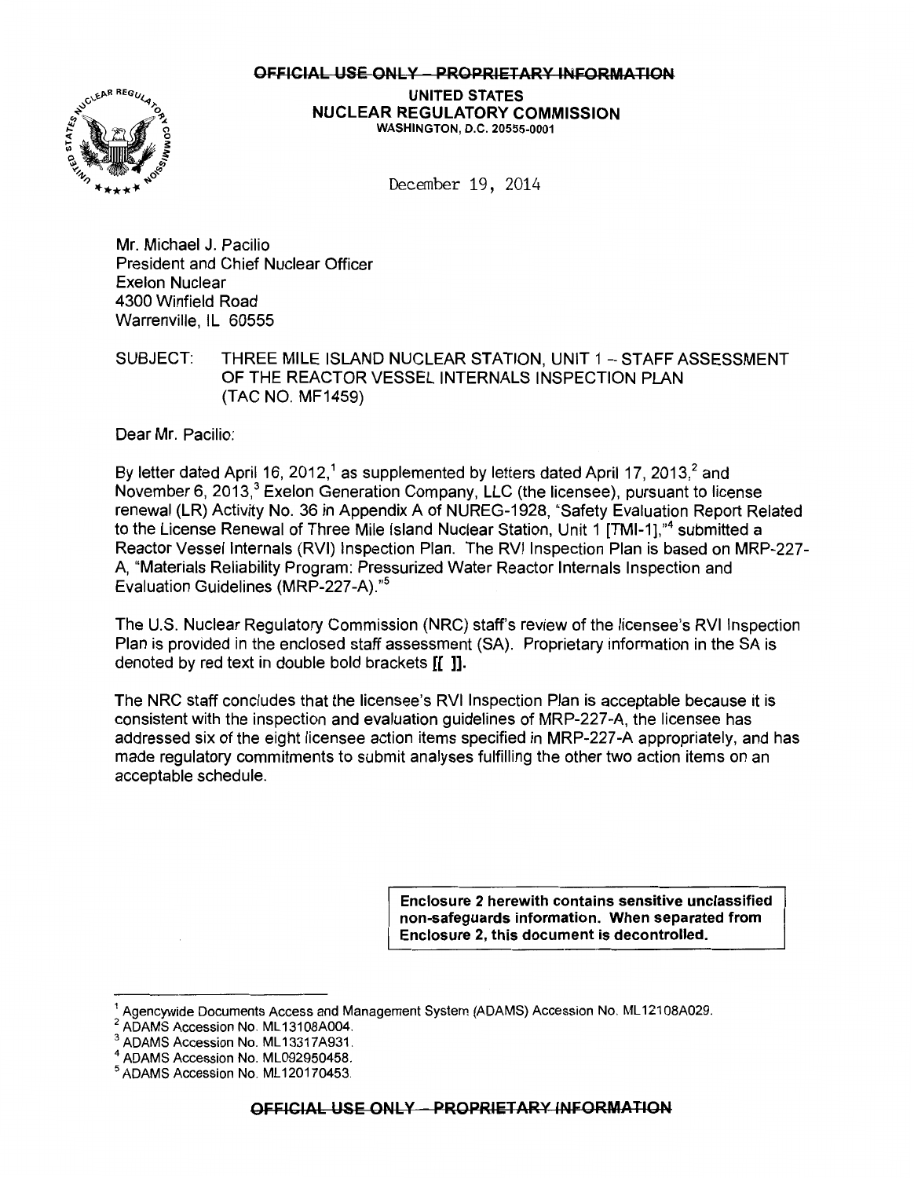~~OFFICIAL USE ONLY – PROPRIETARY INFORMATION~~

UNITED STATES
NUCLEAR REGULATORY COMMISSION
WASHINGTON, D.C. 20555-0001

December 19, 2014

Mr. Michael J. Pacilio
President and Chief Nuclear Officer
Exelon Nuclear
4300 Winfield Road
Warrenville, IL 60555

SUBJECT: THREE MILE ISLAND NUCLEAR STATION, UNIT 1 – STAFF ASSESSMENT OF THE REACTOR VESSEL INTERNALS INSPECTION PLAN (TAC NO. MF1459)

Dear Mr. Pacilio:

By letter dated April 16, 2012,[1] as supplemented by letters dated April 17, 2013,[2] and November 6, 2013,[3] Exelon Generation Company, LLC (the licensee), pursuant to license renewal (LR) Activity No. 36 in Appendix A of NUREG-1928, "Safety Evaluation Report Related to the License Renewal of Three Mile Island Nuclear Station, Unit 1 [TMI-1],"[4] submitted a Reactor Vessel Internals (RVI) Inspection Plan. The RVI Inspection Plan is based on MRP-227-A, "Materials Reliability Program: Pressurized Water Reactor Internals Inspection and Evaluation Guidelines (MRP-227-A)."[5]

The U.S. Nuclear Regulatory Commission (NRC) staff's review of the licensee's RVI Inspection Plan is provided in the enclosed staff assessment (SA). Proprietary information in the SA is denoted by red text in double bold brackets **[[ ]]**.

The NRC staff concludes that the licensee's RVI Inspection Plan is acceptable because it is consistent with the inspection and evaluation guidelines of MRP-227-A, the licensee has addressed six of the eight licensee action items specified in MRP-227-A appropriately, and has made regulatory commitments to submit analyses fulfilling the other two action items on an acceptable schedule.

**Enclosure 2 herewith contains sensitive unclassified non-safeguards information. When separated from Enclosure 2, this document is decontrolled.**

[1] Agencywide Documents Access and Management System (ADAMS) Accession No. ML12108A029.
[2] ADAMS Accession No. ML13108A004.
[3] ADAMS Accession No. ML13317A931.
[4] ADAMS Accession No. ML092950458.
[5] ADAMS Accession No. ML120170453.

~~OFFICIAL USE ONLY – PROPRIETARY INFORMATION~~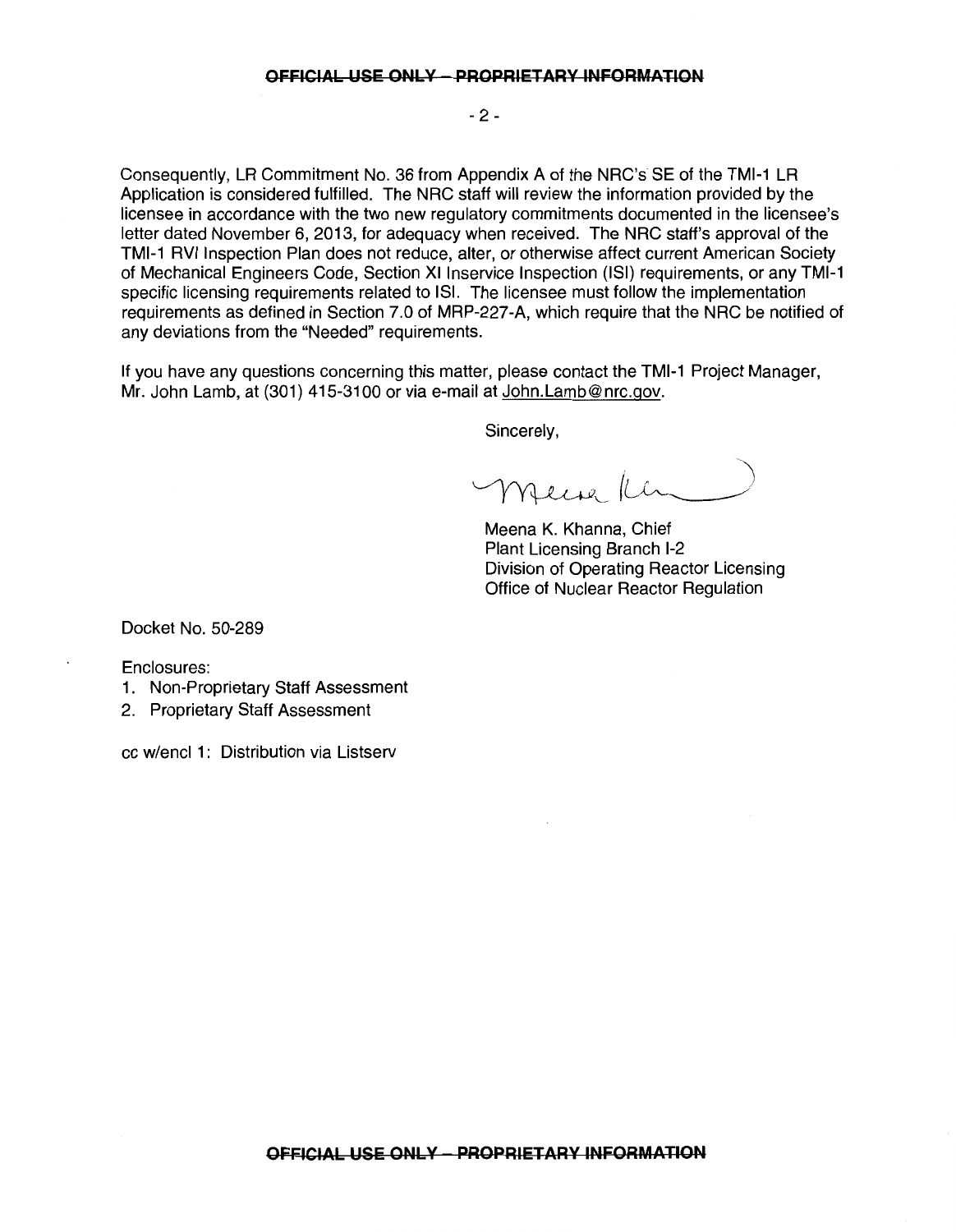Consequently, LR Commitment No. 36 from Appendix A of the NRC's SE of the TMI-1 LR Application is considered fulfilled. The NRC staff will review the information provided by the licensee in accordance with the two new regulatory commitments documented in the licensee's letter dated November 6, 2013, for adequacy when received. The NRC staff's approval of the TMI-1 RVI Inspection Plan does not reduce, alter, or otherwise affect current American Society of Mechanical Engineers Code, Section XI Inservice Inspection (ISI) requirements, or any TMI-1 specific licensing requirements related to ISI. The licensee must follow the implementation requirements as defined in Section 7.0 of MRP-227-A, which require that the NRC be notified of any deviations from the "Needed" requirements.

If you have any questions concerning this matter, please contact the TMI-1 Project Manager, Mr. John Lamb, at (301) 415-3100 or via e-mail at John.Lamb@nrc.gov.

Sincerely,

Meena K. Khanna, Chief
Plant Licensing Branch I-2
Division of Operating Reactor Licensing
Office of Nuclear Reactor Regulation

Docket No. 50-289

Enclosures:
1. Non-Proprietary Staff Assessment
2. Proprietary Staff Assessment

cc w/encl 1: Distribution via Listserv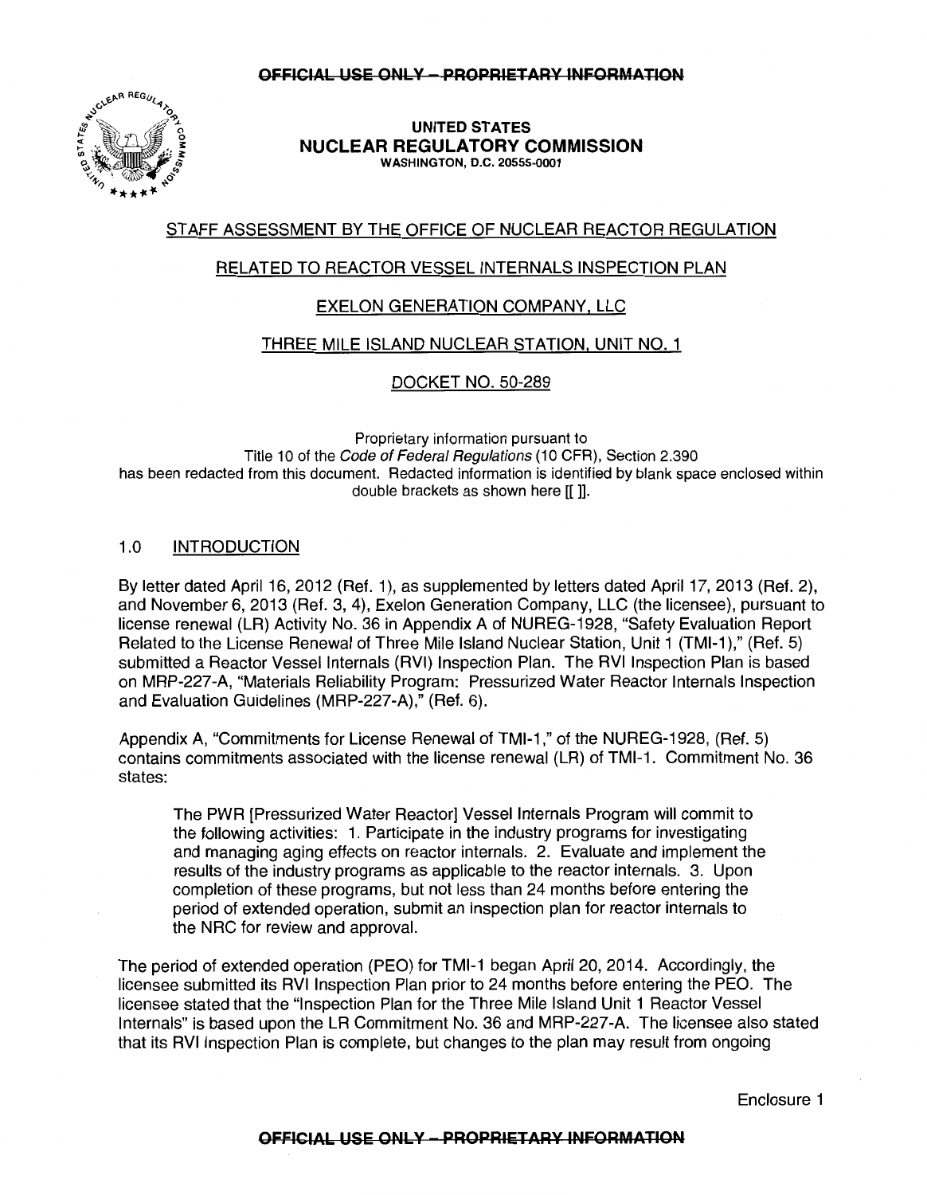~~OFFICIAL USE ONLY – PROPRIETARY INFORMATION~~

**UNITED STATES**
**NUCLEAR REGULATORY COMMISSION**
**WASHINGTON, D.C. 20555-0001**

STAFF ASSESSMENT BY THE OFFICE OF NUCLEAR REACTOR REGULATION

RELATED TO REACTOR VESSEL INTERNALS INSPECTION PLAN

EXELON GENERATION COMPANY, LLC

THREE MILE ISLAND NUCLEAR STATION, UNIT NO. 1

DOCKET NO. 50-289

Proprietary information pursuant to Title 10 of the *Code of Federal Regulations* (10 CFR), Section 2.390 has been redacted from this document. Redacted information is identified by blank space enclosed within double brackets as shown here [[ ]].

## 1.0 INTRODUCTION

By letter dated April 16, 2012 (Ref. 1), as supplemented by letters dated April 17, 2013 (Ref. 2), and November 6, 2013 (Ref. 3, 4), Exelon Generation Company, LLC (the licensee), pursuant to license renewal (LR) Activity No. 36 in Appendix A of NUREG-1928, "Safety Evaluation Report Related to the License Renewal of Three Mile Island Nuclear Station, Unit 1 (TMI-1)," (Ref. 5) submitted a Reactor Vessel Internals (RVI) Inspection Plan. The RVI Inspection Plan is based on MRP-227-A, "Materials Reliability Program: Pressurized Water Reactor Internals Inspection and Evaluation Guidelines (MRP-227-A)," (Ref. 6).

Appendix A, "Commitments for License Renewal of TMI-1," of the NUREG-1928, (Ref. 5) contains commitments associated with the license renewal (LR) of TMI-1. Commitment No. 36 states:

> The PWR [Pressurized Water Reactor] Vessel Internals Program will commit to the following activities: 1. Participate in the industry programs for investigating and managing aging effects on reactor internals. 2. Evaluate and implement the results of the industry programs as applicable to the reactor internals. 3. Upon completion of these programs, but not less than 24 months before entering the period of extended operation, submit an inspection plan for reactor internals to the NRC for review and approval.

The period of extended operation (PEO) for TMI-1 began April 20, 2014. Accordingly, the licensee submitted its RVI Inspection Plan prior to 24 months before entering the PEO. The licensee stated that the "Inspection Plan for the Three Mile Island Unit 1 Reactor Vessel Internals" is based upon the LR Commitment No. 36 and MRP-227-A. The licensee also stated that its RVI Inspection Plan is complete, but changes to the plan may result from ongoing

Enclosure 1

~~OFFICIAL USE ONLY – PROPRIETARY INFORMATION~~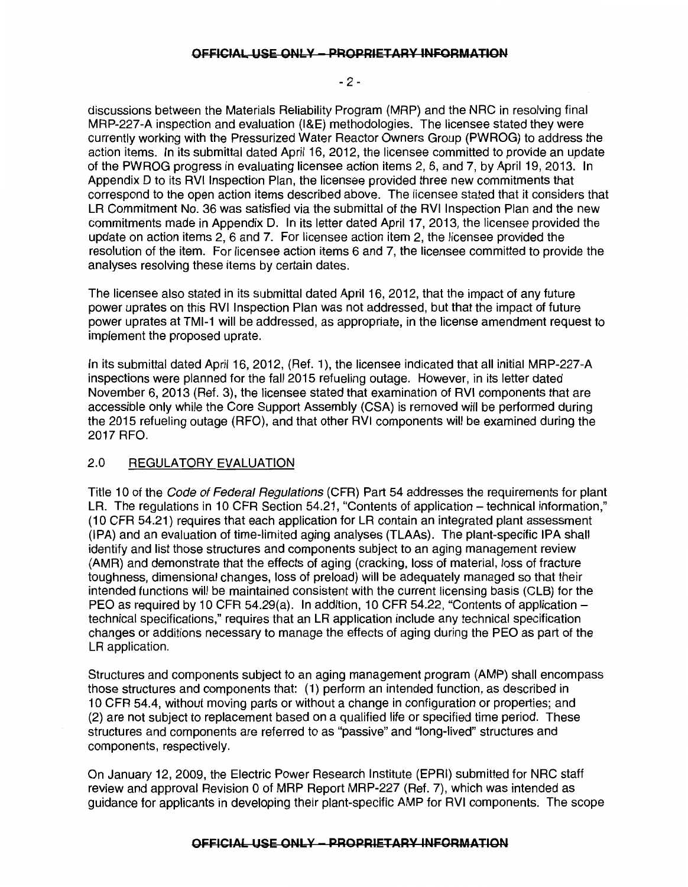discussions between the Materials Reliability Program (MRP) and the NRC in resolving final MRP-227-A inspection and evaluation (I&E) methodologies. The licensee stated they were currently working with the Pressurized Water Reactor Owners Group (PWROG) to address the action items. In its submittal dated April 16, 2012, the licensee committed to provide an update of the PWROG progress in evaluating licensee action items 2, 6, and 7, by April 19, 2013. In Appendix D to its RVI Inspection Plan, the licensee provided three new commitments that correspond to the open action items described above. The licensee stated that it considers that LR Commitment No. 36 was satisfied via the submittal of the RVI Inspection Plan and the new commitments made in Appendix D. In its letter dated April 17, 2013, the licensee provided the update on action items 2, 6 and 7. For licensee action item 2, the licensee provided the resolution of the item. For licensee action items 6 and 7, the licensee committed to provide the analyses resolving these items by certain dates.

The licensee also stated in its submittal dated April 16, 2012, that the impact of any future power uprates on this RVI Inspection Plan was not addressed, but that the impact of future power uprates at TMI-1 will be addressed, as appropriate, in the license amendment request to implement the proposed uprate.

In its submittal dated April 16, 2012, (Ref. 1), the licensee indicated that all initial MRP-227-A inspections were planned for the fall 2015 refueling outage. However, in its letter dated November 6, 2013 (Ref. 3), the licensee stated that examination of RVI components that are accessible only while the Core Support Assembly (CSA) is removed will be performed during the 2015 refueling outage (RFO), and that other RVI components will be examined during the 2017 RFO.

## 2.0 REGULATORY EVALUATION

Title 10 of the *Code of Federal Regulations* (CFR) Part 54 addresses the requirements for plant LR. The regulations in 10 CFR Section 54.21, "Contents of application – technical information," (10 CFR 54.21) requires that each application for LR contain an integrated plant assessment (IPA) and an evaluation of time-limited aging analyses (TLAAs). The plant-specific IPA shall identify and list those structures and components subject to an aging management review (AMR) and demonstrate that the effects of aging (cracking, loss of material, loss of fracture toughness, dimensional changes, loss of preload) will be adequately managed so that their intended functions will be maintained consistent with the current licensing basis (CLB) for the PEO as required by 10 CFR 54.29(a). In addition, 10 CFR 54.22, "Contents of application – technical specifications," requires that an LR application include any technical specification changes or additions necessary to manage the effects of aging during the PEO as part of the LR application.

Structures and components subject to an aging management program (AMP) shall encompass those structures and components that: (1) perform an intended function, as described in 10 CFR 54.4, without moving parts or without a change in configuration or properties; and (2) are not subject to replacement based on a qualified life or specified time period. These structures and components are referred to as "passive" and "long-lived" structures and components, respectively.

On January 12, 2009, the Electric Power Research Institute (EPRI) submitted for NRC staff review and approval Revision 0 of MRP Report MRP-227 (Ref. 7), which was intended as guidance for applicants in developing their plant-specific AMP for RVI components. The scope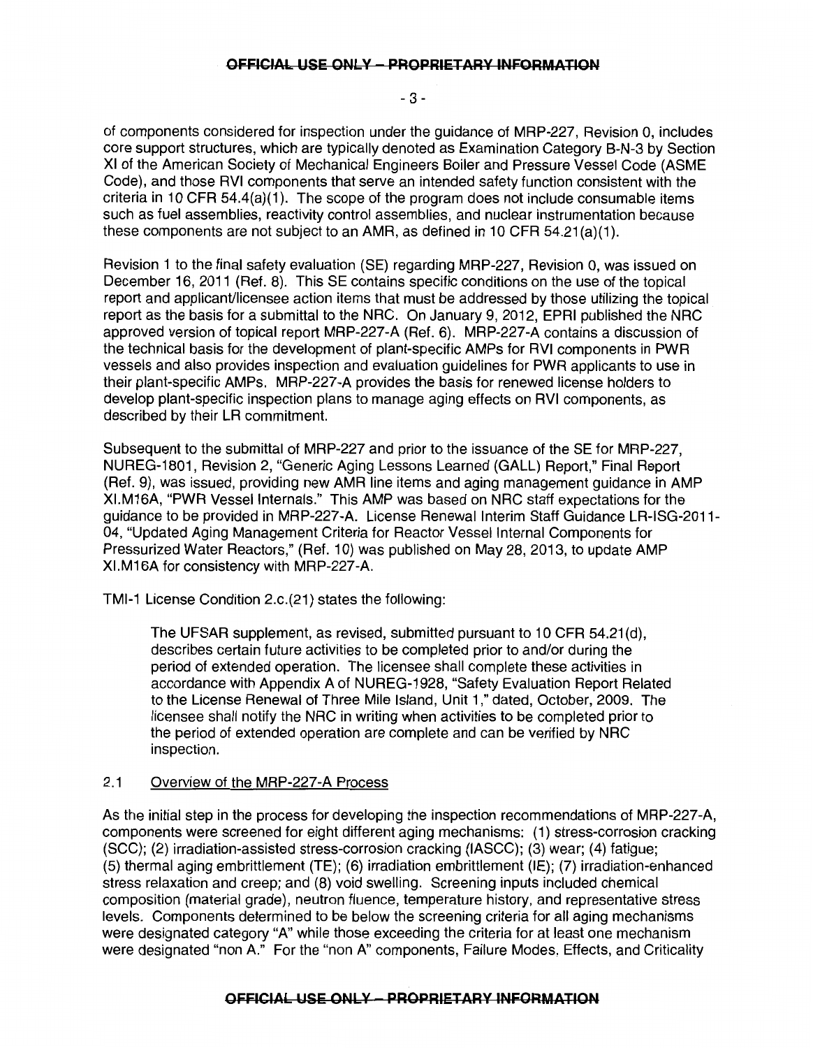of components considered for inspection under the guidance of MRP-227, Revision 0, includes core support structures, which are typically denoted as Examination Category B-N-3 by Section XI of the American Society of Mechanical Engineers Boiler and Pressure Vessel Code (ASME Code), and those RVI components that serve an intended safety function consistent with the criteria in 10 CFR 54.4(a)(1). The scope of the program does not include consumable items such as fuel assemblies, reactivity control assemblies, and nuclear instrumentation because these components are not subject to an AMR, as defined in 10 CFR 54.21(a)(1).

Revision 1 to the final safety evaluation (SE) regarding MRP-227, Revision 0, was issued on December 16, 2011 (Ref. 8). This SE contains specific conditions on the use of the topical report and applicant/licensee action items that must be addressed by those utilizing the topical report as the basis for a submittal to the NRC. On January 9, 2012, EPRI published the NRC approved version of topical report MRP-227-A (Ref. 6). MRP-227-A contains a discussion of the technical basis for the development of plant-specific AMPs for RVI components in PWR vessels and also provides inspection and evaluation guidelines for PWR applicants to use in their plant-specific AMPs. MRP-227-A provides the basis for renewed license holders to develop plant-specific inspection plans to manage aging effects on RVI components, as described by their LR commitment.

Subsequent to the submittal of MRP-227 and prior to the issuance of the SE for MRP-227, NUREG-1801, Revision 2, "Generic Aging Lessons Learned (GALL) Report," Final Report (Ref. 9), was issued, providing new AMR line items and aging management guidance in AMP XI.M16A, "PWR Vessel Internals." This AMP was based on NRC staff expectations for the guidance to be provided in MRP-227-A. License Renewal Interim Staff Guidance LR-ISG-2011-04, "Updated Aging Management Criteria for Reactor Vessel Internal Components for Pressurized Water Reactors," (Ref. 10) was published on May 28, 2013, to update AMP XI.M16A for consistency with MRP-227-A.

TMI-1 License Condition 2.c.(21) states the following:

> The UFSAR supplement, as revised, submitted pursuant to 10 CFR 54.21(d), describes certain future activities to be completed prior to and/or during the period of extended operation. The licensee shall complete these activities in accordance with Appendix A of NUREG-1928, "Safety Evaluation Report Related to the License Renewal of Three Mile Island, Unit 1," dated, October, 2009. The licensee shall notify the NRC in writing when activities to be completed prior to the period of extended operation are complete and can be verified by NRC inspection.

## 2.1 Overview of the MRP-227-A Process

As the initial step in the process for developing the inspection recommendations of MRP-227-A, components were screened for eight different aging mechanisms: (1) stress-corrosion cracking (SCC); (2) irradiation-assisted stress-corrosion cracking (IASCC); (3) wear; (4) fatigue; (5) thermal aging embrittlement (TE); (6) irradiation embrittlement (IE); (7) irradiation-enhanced stress relaxation and creep; and (8) void swelling. Screening inputs included chemical composition (material grade), neutron fluence, temperature history, and representative stress levels. Components determined to be below the screening criteria for all aging mechanisms were designated category "A" while those exceeding the criteria for at least one mechanism were designated "non A." For the "non A" components, Failure Modes, Effects, and Criticality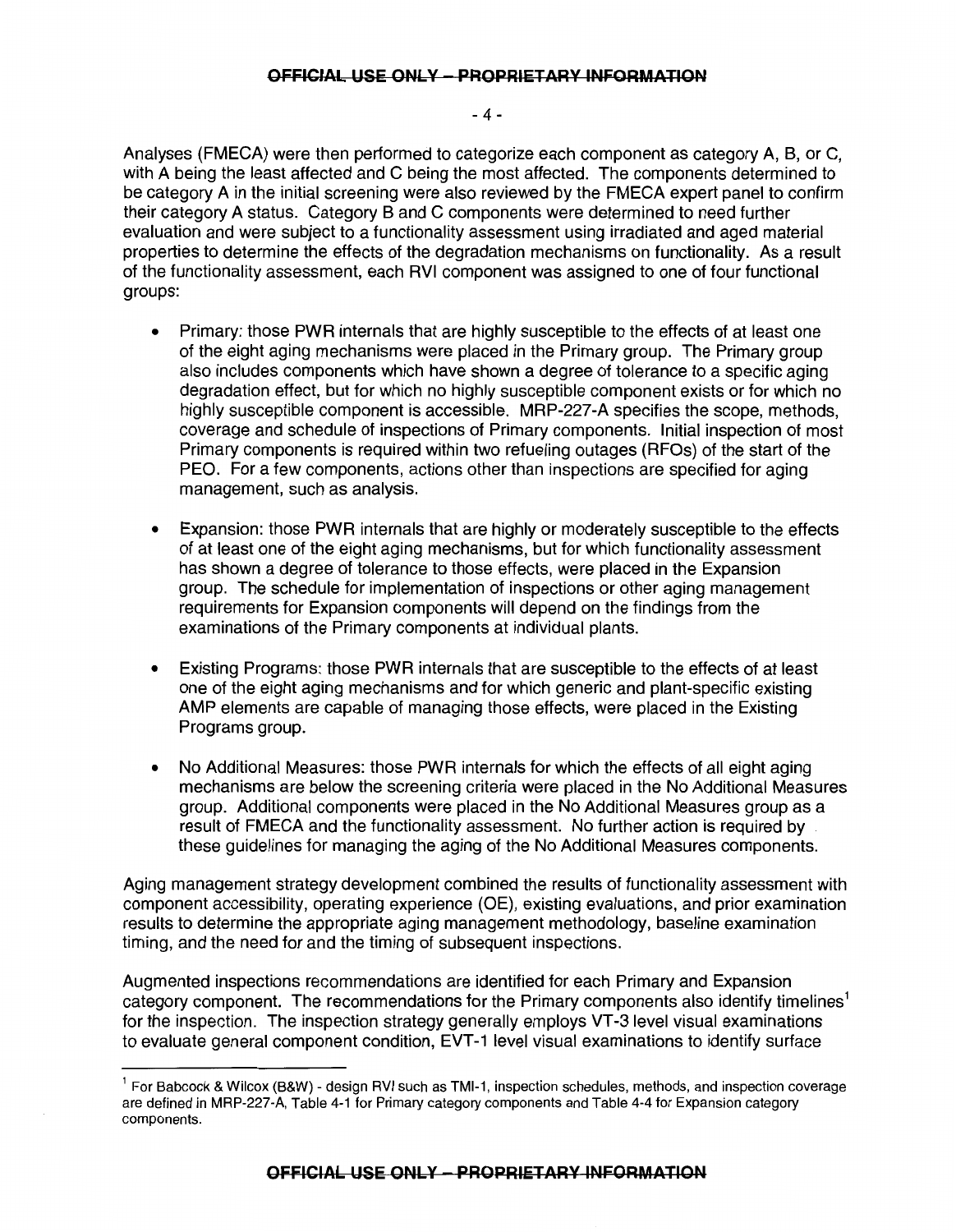Analyses (FMECA) were then performed to categorize each component as category A, B, or C, with A being the least affected and C being the most affected. The components determined to be category A in the initial screening were also reviewed by the FMECA expert panel to confirm their category A status. Category B and C components were determined to need further evaluation and were subject to a functionality assessment using irradiated and aged material properties to determine the effects of the degradation mechanisms on functionality. As a result of the functionality assessment, each RVI component was assigned to one of four functional groups:

- Primary: those PWR internals that are highly susceptible to the effects of at least one of the eight aging mechanisms were placed in the Primary group. The Primary group also includes components which have shown a degree of tolerance to a specific aging degradation effect, but for which no highly susceptible component exists or for which no highly susceptible component is accessible. MRP-227-A specifies the scope, methods, coverage and schedule of inspections of Primary components. Initial inspection of most Primary components is required within two refueling outages (RFOs) of the start of the PEO. For a few components, actions other than inspections are specified for aging management, such as analysis.
- Expansion: those PWR internals that are highly or moderately susceptible to the effects of at least one of the eight aging mechanisms, but for which functionality assessment has shown a degree of tolerance to those effects, were placed in the Expansion group. The schedule for implementation of inspections or other aging management requirements for Expansion components will depend on the findings from the examinations of the Primary components at individual plants.
- Existing Programs: those PWR internals that are susceptible to the effects of at least one of the eight aging mechanisms and for which generic and plant-specific existing AMP elements are capable of managing those effects, were placed in the Existing Programs group.
- No Additional Measures: those PWR internals for which the effects of all eight aging mechanisms are below the screening criteria were placed in the No Additional Measures group. Additional components were placed in the No Additional Measures group as a result of FMECA and the functionality assessment. No further action is required by these guidelines for managing the aging of the No Additional Measures components.

Aging management strategy development combined the results of functionality assessment with component accessibility, operating experience (OE), existing evaluations, and prior examination results to determine the appropriate aging management methodology, baseline examination timing, and the need for and the timing of subsequent inspections.

Augmented inspections recommendations are identified for each Primary and Expansion category component. The recommendations for the Primary components also identify timelines[1] for the inspection. The inspection strategy generally employs VT-3 level visual examinations to evaluate general component condition, EVT-1 level visual examinations to identify surface

[1] For Babcock & Wilcox (B&W) - design RVI such as TMI-1, inspection schedules, methods, and inspection coverage are defined in MRP-227-A, Table 4-1 for Primary category components and Table 4-4 for Expansion category components.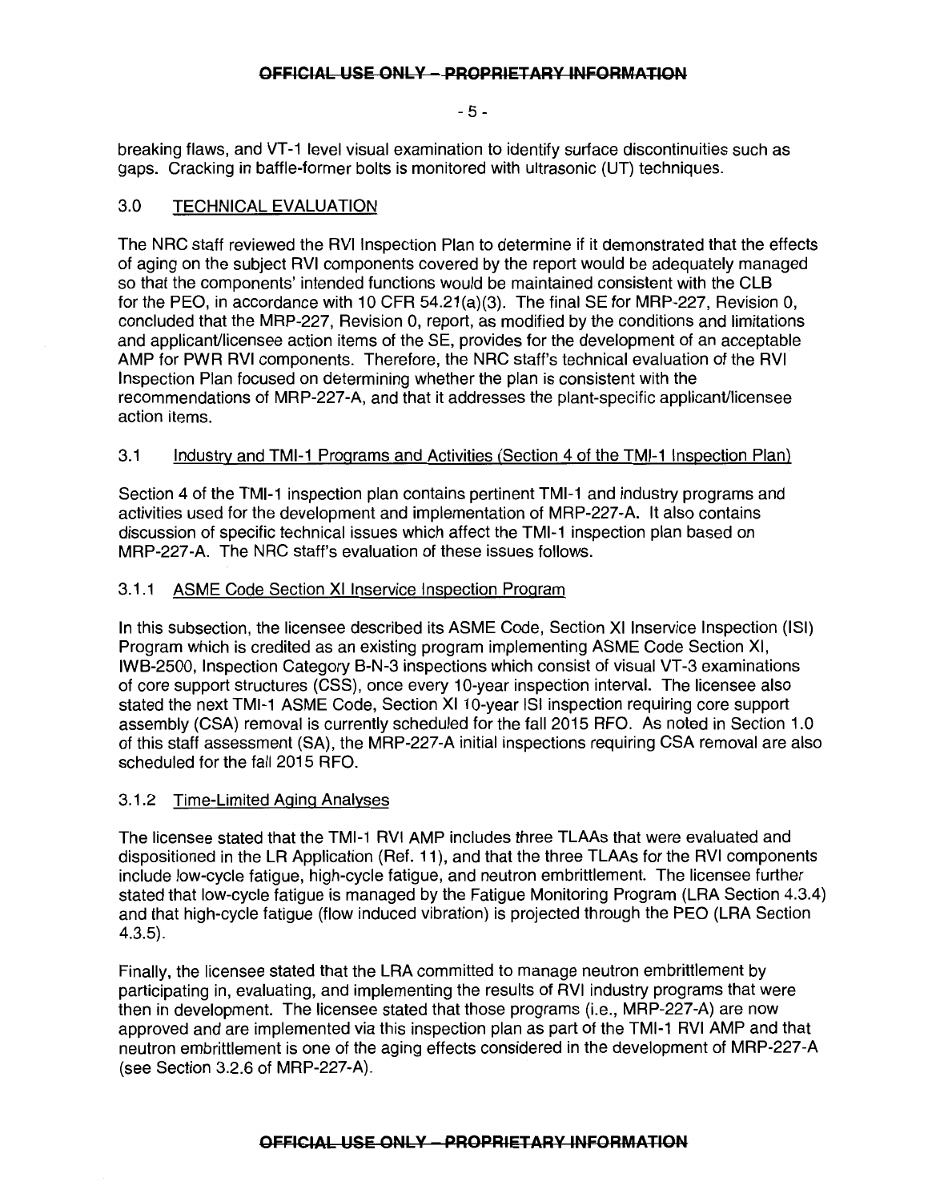breaking flaws, and VT-1 level visual examination to identify surface discontinuities such as gaps. Cracking in baffle-former bolts is monitored with ultrasonic (UT) techniques.

## 3.0 TECHNICAL EVALUATION

The NRC staff reviewed the RVI Inspection Plan to determine if it demonstrated that the effects of aging on the subject RVI components covered by the report would be adequately managed so that the components' intended functions would be maintained consistent with the CLB for the PEO, in accordance with 10 CFR 54.21(a)(3). The final SE for MRP-227, Revision 0, concluded that the MRP-227, Revision 0, report, as modified by the conditions and limitations and applicant/licensee action items of the SE, provides for the development of an acceptable AMP for PWR RVI components. Therefore, the NRC staff's technical evaluation of the RVI Inspection Plan focused on determining whether the plan is consistent with the recommendations of MRP-227-A, and that it addresses the plant-specific applicant/licensee action items.

### 3.1 Industry and TMI-1 Programs and Activities (Section 4 of the TMI-1 Inspection Plan)

Section 4 of the TMI-1 inspection plan contains pertinent TMI-1 and industry programs and activities used for the development and implementation of MRP-227-A. It also contains discussion of specific technical issues which affect the TMI-1 inspection plan based on MRP-227-A. The NRC staff's evaluation of these issues follows.

#### 3.1.1 ASME Code Section XI Inservice Inspection Program

In this subsection, the licensee described its ASME Code, Section XI Inservice Inspection (ISI) Program which is credited as an existing program implementing ASME Code Section XI, IWB-2500, Inspection Category B-N-3 inspections which consist of visual VT-3 examinations of core support structures (CSS), once every 10-year inspection interval. The licensee also stated the next TMI-1 ASME Code, Section XI 10-year ISI inspection requiring core support assembly (CSA) removal is currently scheduled for the fall 2015 RFO. As noted in Section 1.0 of this staff assessment (SA), the MRP-227-A initial inspections requiring CSA removal are also scheduled for the fall 2015 RFO.

#### 3.1.2 Time-Limited Aging Analyses

The licensee stated that the TMI-1 RVI AMP includes three TLAAs that were evaluated and dispositioned in the LR Application (Ref. 11), and that the three TLAAs for the RVI components include low-cycle fatigue, high-cycle fatigue, and neutron embrittlement. The licensee further stated that low-cycle fatigue is managed by the Fatigue Monitoring Program (LRA Section 4.3.4) and that high-cycle fatigue (flow induced vibration) is projected through the PEO (LRA Section 4.3.5).

Finally, the licensee stated that the LRA committed to manage neutron embrittlement by participating in, evaluating, and implementing the results of RVI industry programs that were then in development. The licensee stated that those programs (i.e., MRP-227-A) are now approved and are implemented via this inspection plan as part of the TMI-1 RVI AMP and that neutron embrittlement is one of the aging effects considered in the development of MRP-227-A (see Section 3.2.6 of MRP-227-A).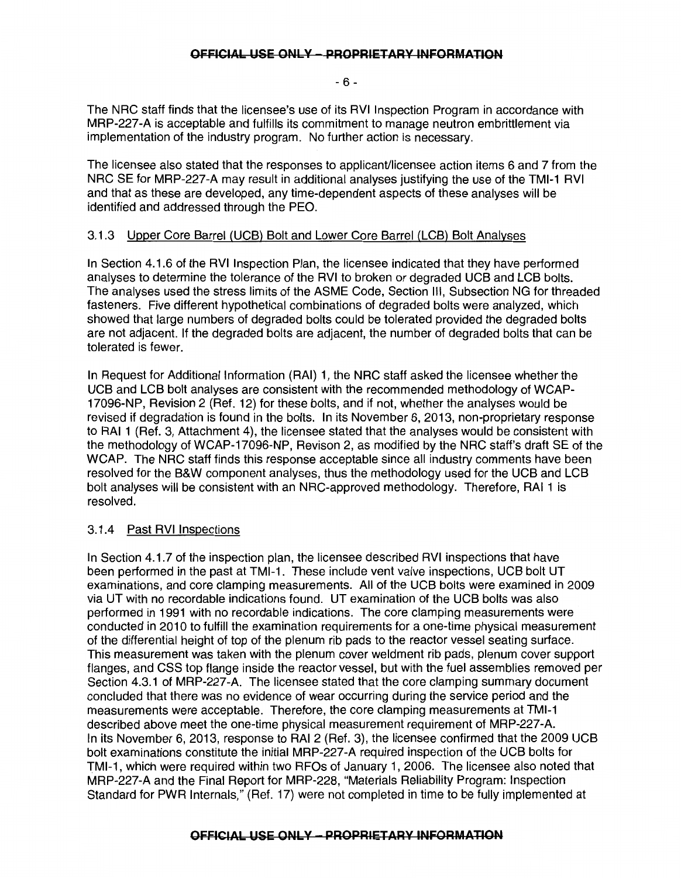The NRC staff finds that the licensee's use of its RVI Inspection Program in accordance with MRP-227-A is acceptable and fulfills its commitment to manage neutron embrittlement via implementation of the industry program. No further action is necessary.

The licensee also stated that the responses to applicant/licensee action items 6 and 7 from the NRC SE for MRP-227-A may result in additional analyses justifying the use of the TMI-1 RVI and that as these are developed, any time-dependent aspects of these analyses will be identified and addressed through the PEO.

### 3.1.3 Upper Core Barrel (UCB) Bolt and Lower Core Barrel (LCB) Bolt Analyses

In Section 4.1.6 of the RVI Inspection Plan, the licensee indicated that they have performed analyses to determine the tolerance of the RVI to broken or degraded UCB and LCB bolts. The analyses used the stress limits of the ASME Code, Section III, Subsection NG for threaded fasteners. Five different hypothetical combinations of degraded bolts were analyzed, which showed that large numbers of degraded bolts could be tolerated provided the degraded bolts are not adjacent. If the degraded bolts are adjacent, the number of degraded bolts that can be tolerated is fewer.

In Request for Additional Information (RAI) 1, the NRC staff asked the licensee whether the UCB and LCB bolt analyses are consistent with the recommended methodology of WCAP-17096-NP, Revision 2 (Ref. 12) for these bolts, and if not, whether the analyses would be revised if degradation is found in the bolts. In its November 6, 2013, non-proprietary response to RAI 1 (Ref. 3, Attachment 4), the licensee stated that the analyses would be consistent with the methodology of WCAP-17096-NP, Revison 2, as modified by the NRC staff's draft SE of the WCAP. The NRC staff finds this response acceptable since all industry comments have been resolved for the B&W component analyses, thus the methodology used for the UCB and LCB bolt analyses will be consistent with an NRC-approved methodology. Therefore, RAI 1 is resolved.

### 3.1.4 Past RVI Inspections

In Section 4.1.7 of the inspection plan, the licensee described RVI inspections that have been performed in the past at TMI-1. These include vent valve inspections, UCB bolt UT examinations, and core clamping measurements. All of the UCB bolts were examined in 2009 via UT with no recordable indications found. UT examination of the UCB bolts was also performed in 1991 with no recordable indications. The core clamping measurements were conducted in 2010 to fulfill the examination requirements for a one-time physical measurement of the differential height of top of the plenum rib pads to the reactor vessel seating surface. This measurement was taken with the plenum cover weldment rib pads, plenum cover support flanges, and CSS top flange inside the reactor vessel, but with the fuel assemblies removed per Section 4.3.1 of MRP-227-A. The licensee stated that the core clamping summary document concluded that there was no evidence of wear occurring during the service period and the measurements were acceptable. Therefore, the core clamping measurements at TMI-1 described above meet the one-time physical measurement requirement of MRP-227-A. In its November 6, 2013, response to RAI 2 (Ref. 3), the licensee confirmed that the 2009 UCB bolt examinations constitute the initial MRP-227-A required inspection of the UCB bolts for TMI-1, which were required within two RFOs of January 1, 2006. The licensee also noted that MRP-227-A and the Final Report for MRP-228, "Materials Reliability Program: Inspection Standard for PWR Internals," (Ref. 17) were not completed in time to be fully implemented at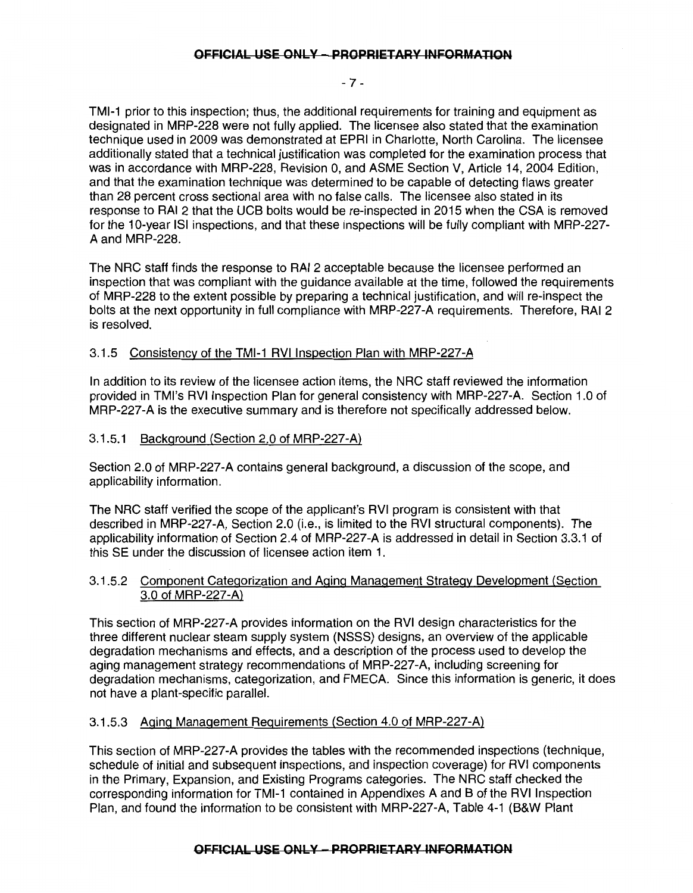TMI-1 prior to this inspection; thus, the additional requirements for training and equipment as designated in MRP-228 were not fully applied. The licensee also stated that the examination technique used in 2009 was demonstrated at EPRI in Charlotte, North Carolina. The licensee additionally stated that a technical justification was completed for the examination process that was in accordance with MRP-228, Revision 0, and ASME Section V, Article 14, 2004 Edition, and that the examination technique was determined to be capable of detecting flaws greater than 28 percent cross sectional area with no false calls. The licensee also stated in its response to RAI 2 that the UCB bolts would be re-inspected in 2015 when the CSA is removed for the 10-year ISI inspections, and that these inspections will be fully compliant with MRP-227-A and MRP-228.

The NRC staff finds the response to RAI 2 acceptable because the licensee performed an inspection that was compliant with the guidance available at the time, followed the requirements of MRP-228 to the extent possible by preparing a technical justification, and will re-inspect the bolts at the next opportunity in full compliance with MRP-227-A requirements. Therefore, RAI 2 is resolved.

#### 3.1.5 Consistency of the TMI-1 RVI Inspection Plan with MRP-227-A

In addition to its review of the licensee action items, the NRC staff reviewed the information provided in TMI's RVI Inspection Plan for general consistency with MRP-227-A. Section 1.0 of MRP-227-A is the executive summary and is therefore not specifically addressed below.

##### 3.1.5.1 Background (Section 2.0 of MRP-227-A)

Section 2.0 of MRP-227-A contains general background, a discussion of the scope, and applicability information.

The NRC staff verified the scope of the applicant's RVI program is consistent with that described in MRP-227-A, Section 2.0 (i.e., is limited to the RVI structural components). The applicability information of Section 2.4 of MRP-227-A is addressed in detail in Section 3.3.1 of this SE under the discussion of licensee action item 1.

##### 3.1.5.2 Component Categorization and Aging Management Strategy Development (Section 3.0 of MRP-227-A)

This section of MRP-227-A provides information on the RVI design characteristics for the three different nuclear steam supply system (NSSS) designs, an overview of the applicable degradation mechanisms and effects, and a description of the process used to develop the aging management strategy recommendations of MRP-227-A, including screening for degradation mechanisms, categorization, and FMECA. Since this information is generic, it does not have a plant-specific parallel.

##### 3.1.5.3 Aging Management Requirements (Section 4.0 of MRP-227-A)

This section of MRP-227-A provides the tables with the recommended inspections (technique, schedule of initial and subsequent inspections, and inspection coverage) for RVI components in the Primary, Expansion, and Existing Programs categories. The NRC staff checked the corresponding information for TMI-1 contained in Appendixes A and B of the RVI Inspection Plan, and found the information to be consistent with MRP-227-A, Table 4-1 (B&W Plant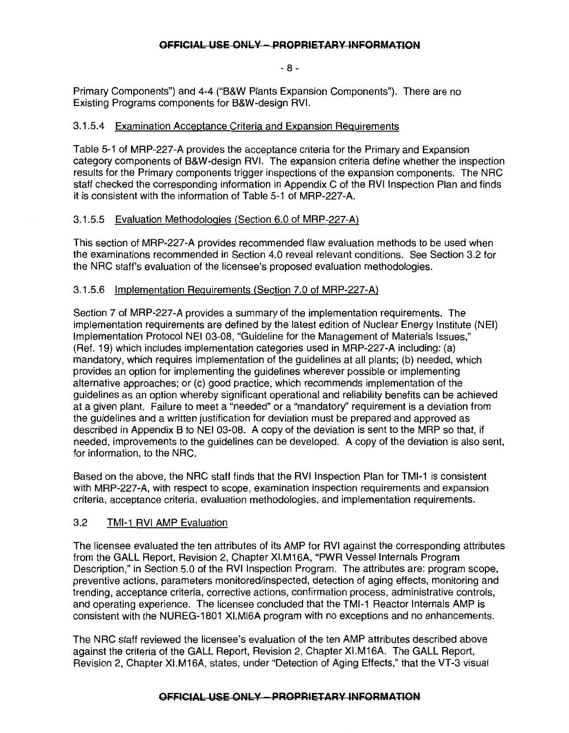Primary Components") and 4-4 ("B&W Plants Expansion Components"). There are no Existing Programs components for B&W-design RVI.

#### 3.1.5.4 Examination Acceptance Criteria and Expansion Requirements

Table 5-1 of MRP-227-A provides the acceptance criteria for the Primary and Expansion category components of B&W-design RVI. The expansion criteria define whether the inspection results for the Primary components trigger inspections of the expansion components. The NRC staff checked the corresponding information in Appendix C of the RVI Inspection Plan and finds it is consistent with the information of Table 5-1 of MRP-227-A.

#### 3.1.5.5 Evaluation Methodologies (Section 6.0 of MRP-227-A)

This section of MRP-227-A provides recommended flaw evaluation methods to be used when the examinations recommended in Section 4.0 reveal relevant conditions. See Section 3.2 for the NRC staff's evaluation of the licensee's proposed evaluation methodologies.

#### 3.1.5.6 Implementation Requirements (Section 7.0 of MRP-227-A)

Section 7 of MRP-227-A provides a summary of the implementation requirements. The implementation requirements are defined by the latest edition of Nuclear Energy Institute (NEI) Implementation Protocol NEI 03-08, "Guideline for the Management of Materials Issues," (Ref. 19) which includes implementation categories used in MRP-227-A including: (a) mandatory, which requires implementation of the guidelines at all plants; (b) needed, which provides an option for implementing the guidelines wherever possible or implementing alternative approaches; or (c) good practice, which recommends implementation of the guidelines as an option whereby significant operational and reliability benefits can be achieved at a given plant. Failure to meet a "needed" or a "mandatory" requirement is a deviation from the guidelines and a written justification for deviation must be prepared and approved as described in Appendix B to NEI 03-08. A copy of the deviation is sent to the MRP so that, if needed, improvements to the guidelines can be developed. A copy of the deviation is also sent, for information, to the NRC.

Based on the above, the NRC staff finds that the RVI Inspection Plan for TMI-1 is consistent with MRP-227-A, with respect to scope, examination inspection requirements and expansion criteria, acceptance criteria, evaluation methodologies, and implementation requirements.

### 3.2 TMI-1 RVI AMP Evaluation

The licensee evaluated the ten attributes of its AMP for RVI against the corresponding attributes from the GALL Report, Revision 2, Chapter XI.M16A, "PWR Vessel Internals Program Description," in Section 5.0 of the RVI Inspection Program. The attributes are: program scope, preventive actions, parameters monitored/inspected, detection of aging effects, monitoring and trending, acceptance criteria, corrective actions, confirmation process, administrative controls, and operating experience. The licensee concluded that the TMI-1 Reactor Internals AMP is consistent with the NUREG-1801 XI.MI6A program with no exceptions and no enhancements.

The NRC staff reviewed the licensee's evaluation of the ten AMP attributes described above against the criteria of the GALL Report, Revision 2, Chapter XI.M16A. The GALL Report, Revision 2, Chapter XI.M16A, states, under "Detection of Aging Effects," that the VT-3 visual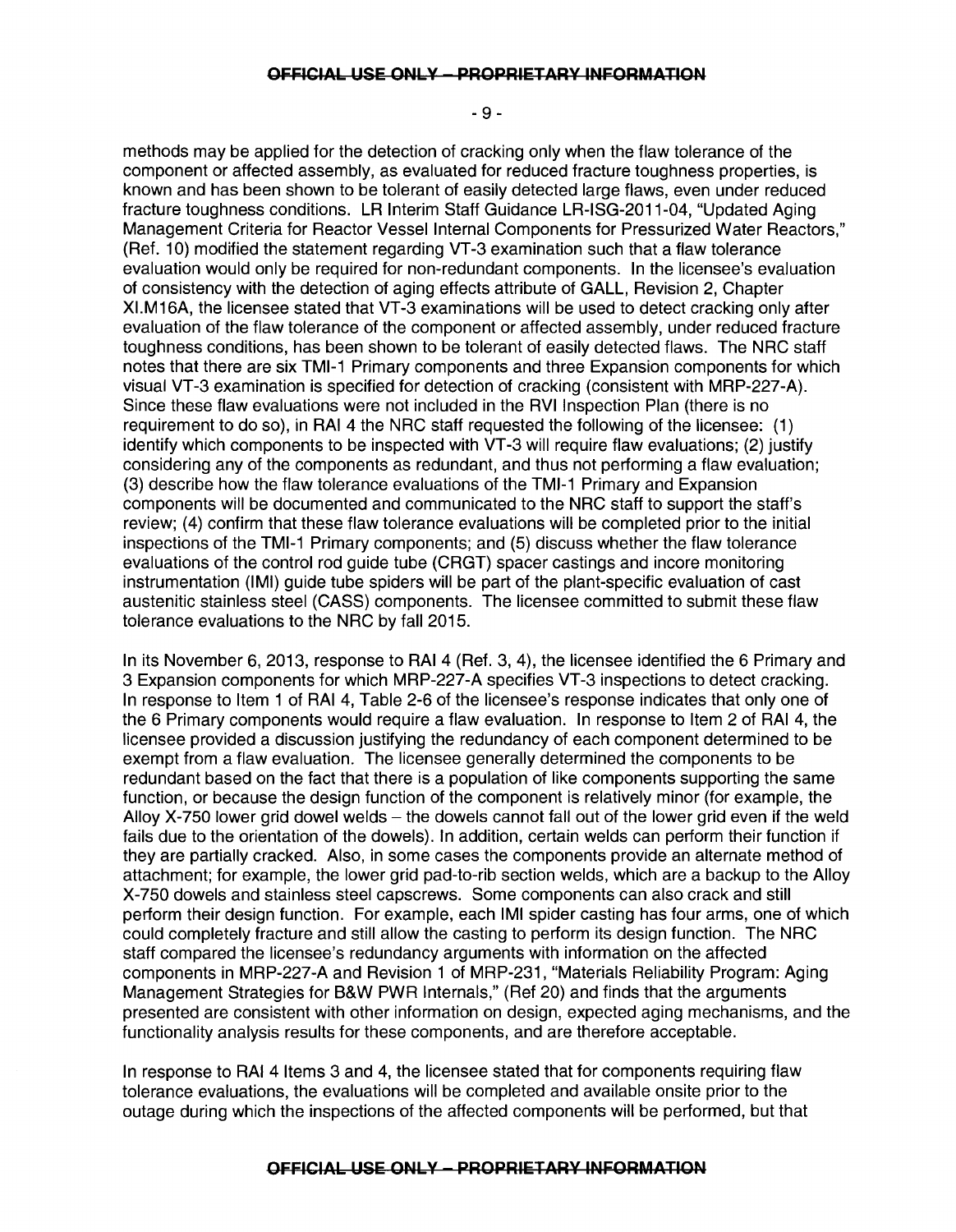methods may be applied for the detection of cracking only when the flaw tolerance of the component or affected assembly, as evaluated for reduced fracture toughness properties, is known and has been shown to be tolerant of easily detected large flaws, even under reduced fracture toughness conditions. LR Interim Staff Guidance LR-ISG-2011-04, "Updated Aging Management Criteria for Reactor Vessel Internal Components for Pressurized Water Reactors," (Ref. 10) modified the statement regarding VT-3 examination such that a flaw tolerance evaluation would only be required for non-redundant components. In the licensee's evaluation of consistency with the detection of aging effects attribute of GALL, Revision 2, Chapter XI.M16A, the licensee stated that VT-3 examinations will be used to detect cracking only after evaluation of the flaw tolerance of the component or affected assembly, under reduced fracture toughness conditions, has been shown to be tolerant of easily detected flaws. The NRC staff notes that there are six TMI-1 Primary components and three Expansion components for which visual VT-3 examination is specified for detection of cracking (consistent with MRP-227-A). Since these flaw evaluations were not included in the RVI Inspection Plan (there is no requirement to do so), in RAI 4 the NRC staff requested the following of the licensee: (1) identify which components to be inspected with VT-3 will require flaw evaluations; (2) justify considering any of the components as redundant, and thus not performing a flaw evaluation; (3) describe how the flaw tolerance evaluations of the TMI-1 Primary and Expansion components will be documented and communicated to the NRC staff to support the staff's review; (4) confirm that these flaw tolerance evaluations will be completed prior to the initial inspections of the TMI-1 Primary components; and (5) discuss whether the flaw tolerance evaluations of the control rod guide tube (CRGT) spacer castings and incore monitoring instrumentation (IMI) guide tube spiders will be part of the plant-specific evaluation of cast austenitic stainless steel (CASS) components. The licensee committed to submit these flaw tolerance evaluations to the NRC by fall 2015.

In its November 6, 2013, response to RAI 4 (Ref. 3, 4), the licensee identified the 6 Primary and 3 Expansion components for which MRP-227-A specifies VT-3 inspections to detect cracking. In response to Item 1 of RAI 4, Table 2-6 of the licensee's response indicates that only one of the 6 Primary components would require a flaw evaluation. In response to Item 2 of RAI 4, the licensee provided a discussion justifying the redundancy of each component determined to be exempt from a flaw evaluation. The licensee generally determined the components to be redundant based on the fact that there is a population of like components supporting the same function, or because the design function of the component is relatively minor (for example, the Alloy X-750 lower grid dowel welds – the dowels cannot fall out of the lower grid even if the weld fails due to the orientation of the dowels). In addition, certain welds can perform their function if they are partially cracked. Also, in some cases the components provide an alternate method of attachment; for example, the lower grid pad-to-rib section welds, which are a backup to the Alloy X-750 dowels and stainless steel capscrews. Some components can also crack and still perform their design function. For example, each IMI spider casting has four arms, one of which could completely fracture and still allow the casting to perform its design function. The NRC staff compared the licensee's redundancy arguments with information on the affected components in MRP-227-A and Revision 1 of MRP-231, "Materials Reliability Program: Aging Management Strategies for B&W PWR Internals," (Ref 20) and finds that the arguments presented are consistent with other information on design, expected aging mechanisms, and the functionality analysis results for these components, and are therefore acceptable.

In response to RAI 4 Items 3 and 4, the licensee stated that for components requiring flaw tolerance evaluations, the evaluations will be completed and available onsite prior to the outage during which the inspections of the affected components will be performed, but that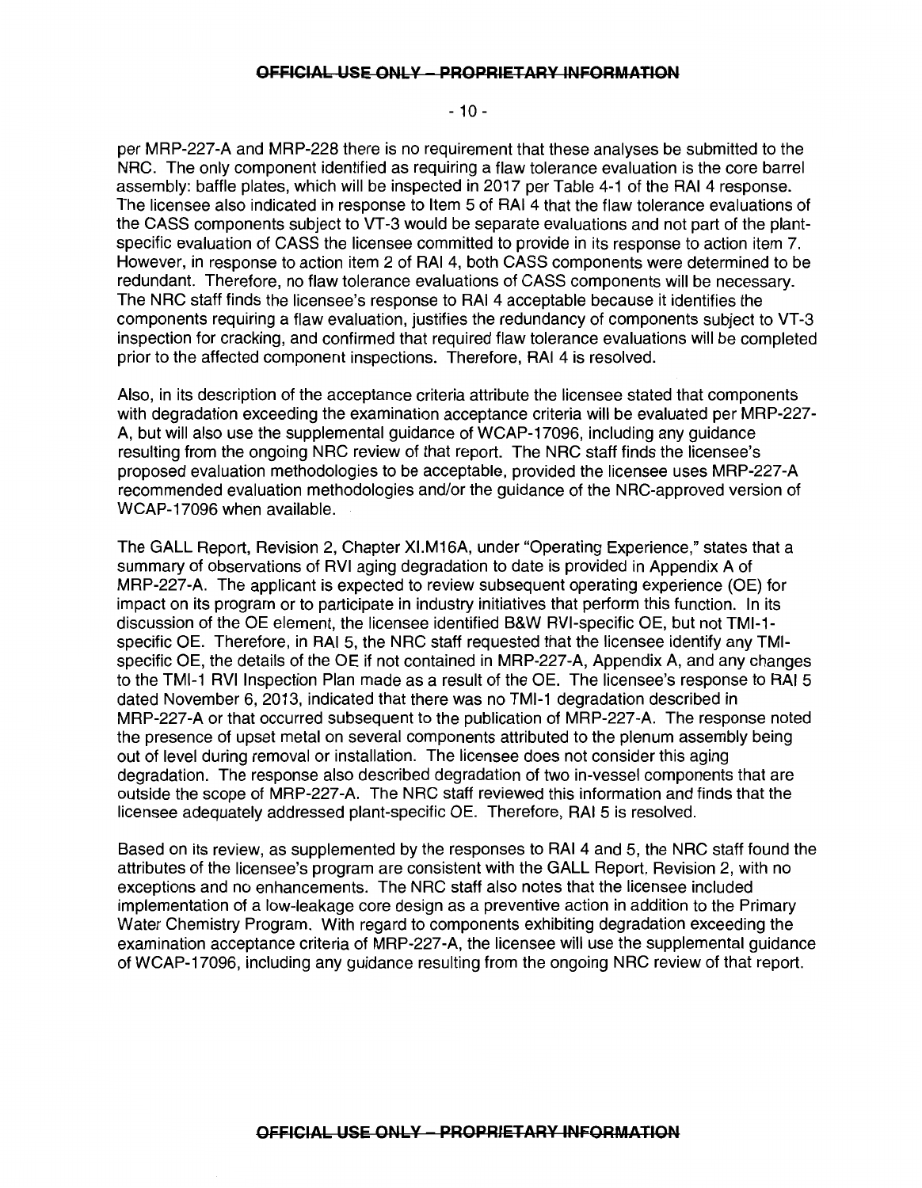per MRP-227-A and MRP-228 there is no requirement that these analyses be submitted to the NRC. The only component identified as requiring a flaw tolerance evaluation is the core barrel assembly: baffle plates, which will be inspected in 2017 per Table 4-1 of the RAI 4 response. The licensee also indicated in response to Item 5 of RAI 4 that the flaw tolerance evaluations of the CASS components subject to VT-3 would be separate evaluations and not part of the plant-specific evaluation of CASS the licensee committed to provide in its response to action item 7. However, in response to action item 2 of RAI 4, both CASS components were determined to be redundant. Therefore, no flaw tolerance evaluations of CASS components will be necessary. The NRC staff finds the licensee's response to RAI 4 acceptable because it identifies the components requiring a flaw evaluation, justifies the redundancy of components subject to VT-3 inspection for cracking, and confirmed that required flaw tolerance evaluations will be completed prior to the affected component inspections. Therefore, RAI 4 is resolved.

Also, in its description of the acceptance criteria attribute the licensee stated that components with degradation exceeding the examination acceptance criteria will be evaluated per MRP-227-A, but will also use the supplemental guidance of WCAP-17096, including any guidance resulting from the ongoing NRC review of that report. The NRC staff finds the licensee's proposed evaluation methodologies to be acceptable, provided the licensee uses MRP-227-A recommended evaluation methodologies and/or the guidance of the NRC-approved version of WCAP-17096 when available.

The GALL Report, Revision 2, Chapter XI.M16A, under "Operating Experience," states that a summary of observations of RVI aging degradation to date is provided in Appendix A of MRP-227-A. The applicant is expected to review subsequent operating experience (OE) for impact on its program or to participate in industry initiatives that perform this function. In its discussion of the OE element, the licensee identified B&W RVI-specific OE, but not TMI-1-specific OE. Therefore, in RAI 5, the NRC staff requested that the licensee identify any TMI-specific OE, the details of the OE if not contained in MRP-227-A, Appendix A, and any changes to the TMI-1 RVI Inspection Plan made as a result of the OE. The licensee's response to RAI 5 dated November 6, 2013, indicated that there was no TMI-1 degradation described in MRP-227-A or that occurred subsequent to the publication of MRP-227-A. The response noted the presence of upset metal on several components attributed to the plenum assembly being out of level during removal or installation. The licensee does not consider this aging degradation. The response also described degradation of two in-vessel components that are outside the scope of MRP-227-A. The NRC staff reviewed this information and finds that the licensee adequately addressed plant-specific OE. Therefore, RAI 5 is resolved.

Based on its review, as supplemented by the responses to RAI 4 and 5, the NRC staff found the attributes of the licensee's program are consistent with the GALL Report, Revision 2, with no exceptions and no enhancements. The NRC staff also notes that the licensee included implementation of a low-leakage core design as a preventive action in addition to the Primary Water Chemistry Program. With regard to components exhibiting degradation exceeding the examination acceptance criteria of MRP-227-A, the licensee will use the supplemental guidance of WCAP-17096, including any guidance resulting from the ongoing NRC review of that report.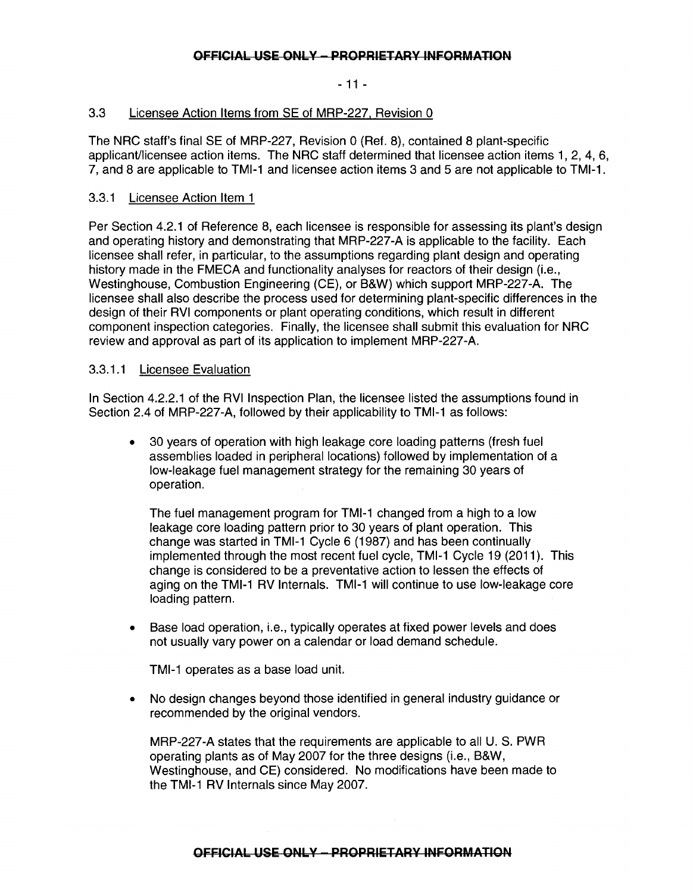### 3.3 Licensee Action Items from SE of MRP-227, Revision 0

The NRC staff's final SE of MRP-227, Revision 0 (Ref. 8), contained 8 plant-specific applicant/licensee action items. The NRC staff determined that licensee action items 1, 2, 4, 6, 7, and 8 are applicable to TMI-1 and licensee action items 3 and 5 are not applicable to TMI-1.

#### 3.3.1 Licensee Action Item 1

Per Section 4.2.1 of Reference 8, each licensee is responsible for assessing its plant's design and operating history and demonstrating that MRP-227-A is applicable to the facility. Each licensee shall refer, in particular, to the assumptions regarding plant design and operating history made in the FMECA and functionality analyses for reactors of their design (i.e., Westinghouse, Combustion Engineering (CE), or B&W) which support MRP-227-A. The licensee shall also describe the process used for determining plant-specific differences in the design of their RVI components or plant operating conditions, which result in different component inspection categories. Finally, the licensee shall submit this evaluation for NRC review and approval as part of its application to implement MRP-227-A.

##### 3.3.1.1 Licensee Evaluation

In Section 4.2.2.1 of the RVI Inspection Plan, the licensee listed the assumptions found in Section 2.4 of MRP-227-A, followed by their applicability to TMI-1 as follows:

- 30 years of operation with high leakage core loading patterns (fresh fuel assemblies loaded in peripheral locations) followed by implementation of a low-leakage fuel management strategy for the remaining 30 years of operation.

  The fuel management program for TMI-1 changed from a high to a low leakage core loading pattern prior to 30 years of plant operation. This change was started in TMI-1 Cycle 6 (1987) and has been continually implemented through the most recent fuel cycle, TMI-1 Cycle 19 (2011). This change is considered to be a preventative action to lessen the effects of aging on the TMI-1 RV Internals. TMI-1 will continue to use low-leakage core loading pattern.

- Base load operation, i.e., typically operates at fixed power levels and does not usually vary power on a calendar or load demand schedule.

  TMI-1 operates as a base load unit.

- No design changes beyond those identified in general industry guidance or recommended by the original vendors.

  MRP-227-A states that the requirements are applicable to all U. S. PWR operating plants as of May 2007 for the three designs (i.e., B&W, Westinghouse, and CE) considered. No modifications have been made to the TMI-1 RV Internals since May 2007.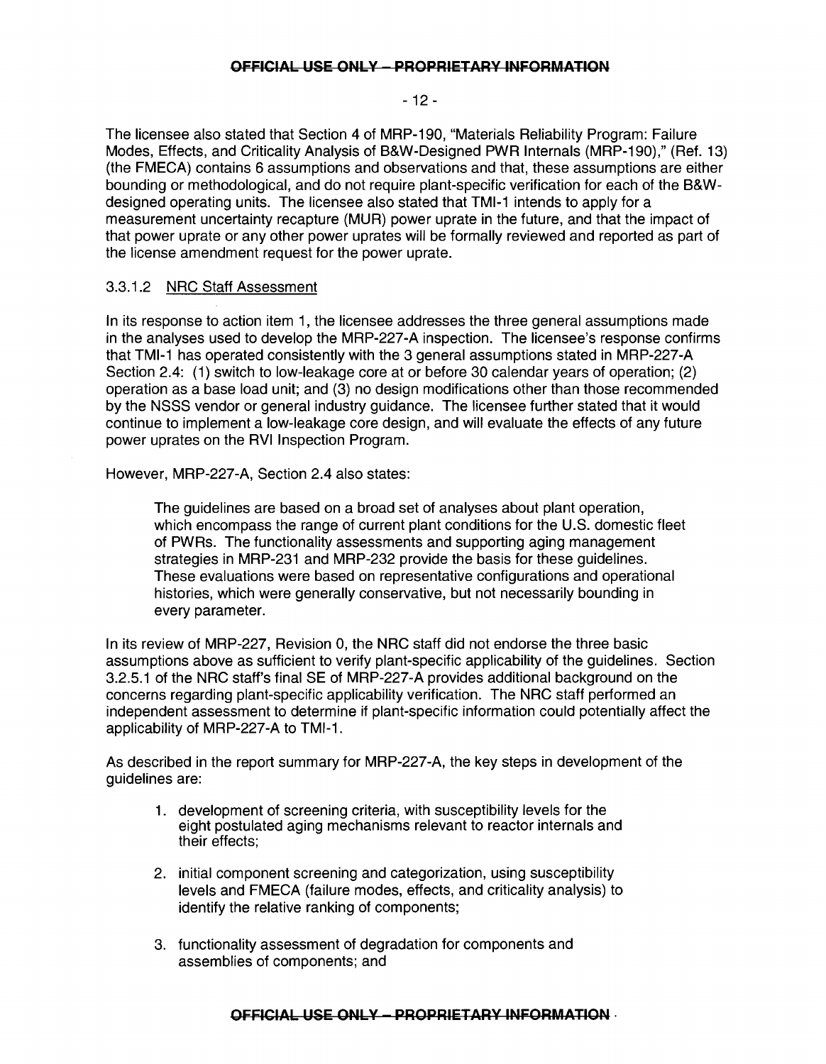The licensee also stated that Section 4 of MRP-190, "Materials Reliability Program: Failure Modes, Effects, and Criticality Analysis of B&W-Designed PWR Internals (MRP-190)," (Ref. 13) (the FMECA) contains 6 assumptions and observations and that, these assumptions are either bounding or methodological, and do not require plant-specific verification for each of the B&W-designed operating units. The licensee also stated that TMI-1 intends to apply for a measurement uncertainty recapture (MUR) power uprate in the future, and that the impact of that power uprate or any other power uprates will be formally reviewed and reported as part of the license amendment request for the power uprate.

#### 3.3.1.2 NRC Staff Assessment

In its response to action item 1, the licensee addresses the three general assumptions made in the analyses used to develop the MRP-227-A inspection. The licensee's response confirms that TMI-1 has operated consistently with the 3 general assumptions stated in MRP-227-A Section 2.4: (1) switch to low-leakage core at or before 30 calendar years of operation; (2) operation as a base load unit; and (3) no design modifications other than those recommended by the NSSS vendor or general industry guidance. The licensee further stated that it would continue to implement a low-leakage core design, and will evaluate the effects of any future power uprates on the RVI Inspection Program.

However, MRP-227-A, Section 2.4 also states:

> The guidelines are based on a broad set of analyses about plant operation, which encompass the range of current plant conditions for the U.S. domestic fleet of PWRs. The functionality assessments and supporting aging management strategies in MRP-231 and MRP-232 provide the basis for these guidelines. These evaluations were based on representative configurations and operational histories, which were generally conservative, but not necessarily bounding in every parameter.

In its review of MRP-227, Revision 0, the NRC staff did not endorse the three basic assumptions above as sufficient to verify plant-specific applicability of the guidelines. Section 3.2.5.1 of the NRC staff's final SE of MRP-227-A provides additional background on the concerns regarding plant-specific applicability verification. The NRC staff performed an independent assessment to determine if plant-specific information could potentially affect the applicability of MRP-227-A to TMI-1.

As described in the report summary for MRP-227-A, the key steps in development of the guidelines are:

> 1. development of screening criteria, with susceptibility levels for the eight postulated aging mechanisms relevant to reactor internals and their effects;
>
> 2. initial component screening and categorization, using susceptibility levels and FMECA (failure modes, effects, and criticality analysis) to identify the relative ranking of components;
>
> 3. functionality assessment of degradation for components and assemblies of components; and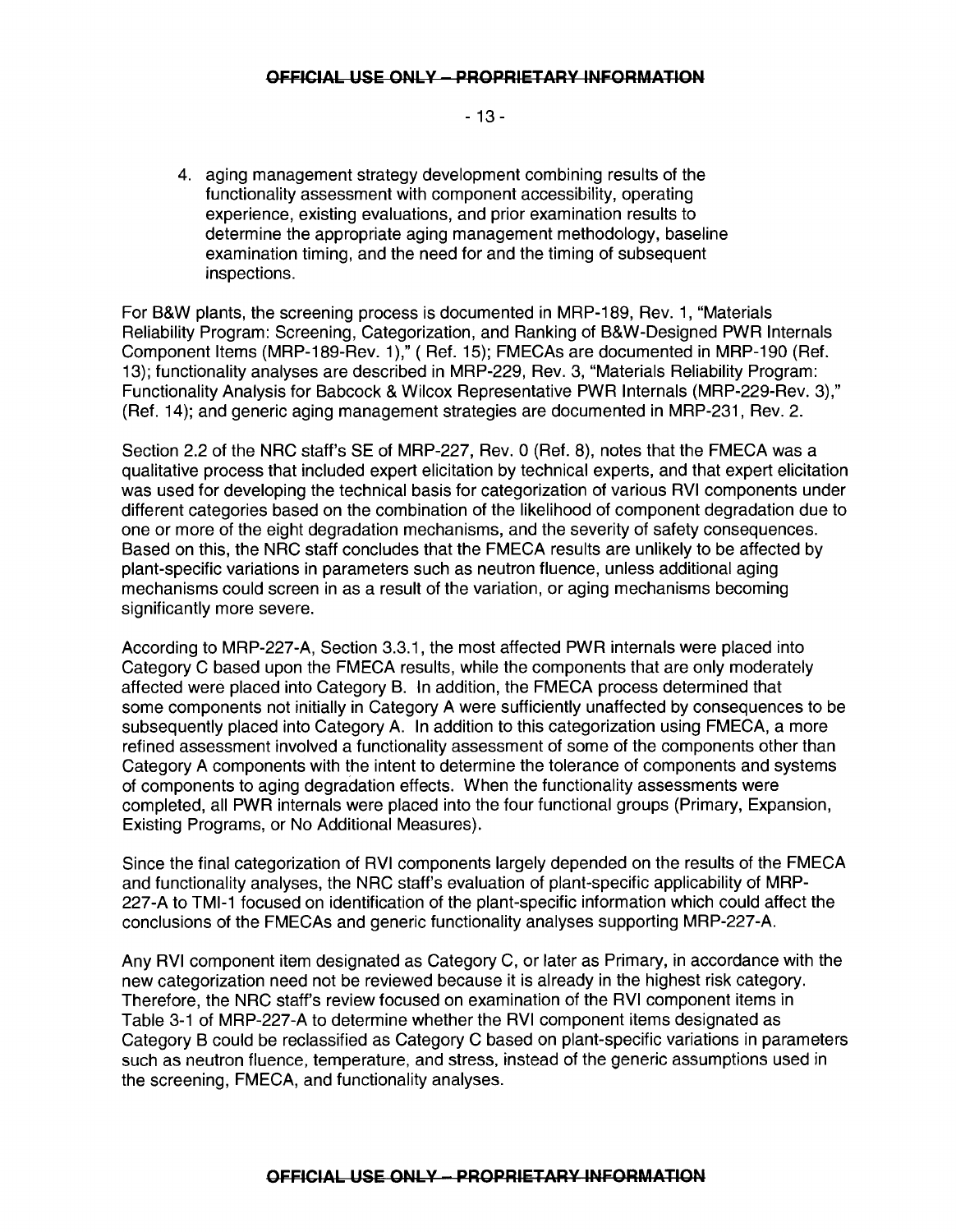4. aging management strategy development combining results of the functionality assessment with component accessibility, operating experience, existing evaluations, and prior examination results to determine the appropriate aging management methodology, baseline examination timing, and the need for and the timing of subsequent inspections.

For B&W plants, the screening process is documented in MRP-189, Rev. 1, "Materials Reliability Program: Screening, Categorization, and Ranking of B&W-Designed PWR Internals Component Items (MRP-189-Rev. 1)," ( Ref. 15); FMECAs are documented in MRP-190 (Ref. 13); functionality analyses are described in MRP-229, Rev. 3, "Materials Reliability Program: Functionality Analysis for Babcock & Wilcox Representative PWR Internals (MRP-229-Rev. 3)," (Ref. 14); and generic aging management strategies are documented in MRP-231, Rev. 2.

Section 2.2 of the NRC staff's SE of MRP-227, Rev. 0 (Ref. 8), notes that the FMECA was a qualitative process that included expert elicitation by technical experts, and that expert elicitation was used for developing the technical basis for categorization of various RVI components under different categories based on the combination of the likelihood of component degradation due to one or more of the eight degradation mechanisms, and the severity of safety consequences. Based on this, the NRC staff concludes that the FMECA results are unlikely to be affected by plant-specific variations in parameters such as neutron fluence, unless additional aging mechanisms could screen in as a result of the variation, or aging mechanisms becoming significantly more severe.

According to MRP-227-A, Section 3.3.1, the most affected PWR internals were placed into Category C based upon the FMECA results, while the components that are only moderately affected were placed into Category B. In addition, the FMECA process determined that some components not initially in Category A were sufficiently unaffected by consequences to be subsequently placed into Category A. In addition to this categorization using FMECA, a more refined assessment involved a functionality assessment of some of the components other than Category A components with the intent to determine the tolerance of components and systems of components to aging degradation effects. When the functionality assessments were completed, all PWR internals were placed into the four functional groups (Primary, Expansion, Existing Programs, or No Additional Measures).

Since the final categorization of RVI components largely depended on the results of the FMECA and functionality analyses, the NRC staff's evaluation of plant-specific applicability of MRP-227-A to TMI-1 focused on identification of the plant-specific information which could affect the conclusions of the FMECAs and generic functionality analyses supporting MRP-227-A.

Any RVI component item designated as Category C, or later as Primary, in accordance with the new categorization need not be reviewed because it is already in the highest risk category. Therefore, the NRC staff's review focused on examination of the RVI component items in Table 3-1 of MRP-227-A to determine whether the RVI component items designated as Category B could be reclassified as Category C based on plant-specific variations in parameters such as neutron fluence, temperature, and stress, instead of the generic assumptions used in the screening, FMECA, and functionality analyses.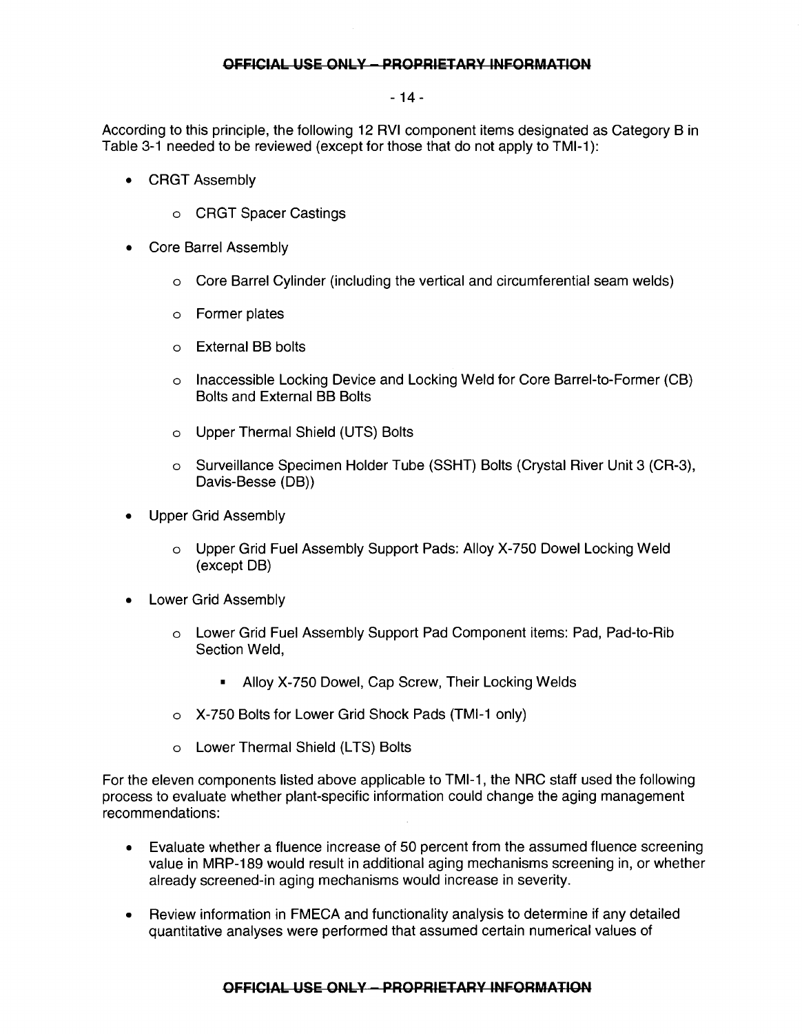According to this principle, the following 12 RVI component items designated as Category B in Table 3-1 needed to be reviewed (except for those that do not apply to TMI-1):

- CRGT Assembly
  - CRGT Spacer Castings
- Core Barrel Assembly
  - Core Barrel Cylinder (including the vertical and circumferential seam welds)
  - Former plates
  - External BB bolts
  - Inaccessible Locking Device and Locking Weld for Core Barrel-to-Former (CB) Bolts and External BB Bolts
  - Upper Thermal Shield (UTS) Bolts
  - Surveillance Specimen Holder Tube (SSHT) Bolts (Crystal River Unit 3 (CR-3), Davis-Besse (DB))
- Upper Grid Assembly
  - Upper Grid Fuel Assembly Support Pads: Alloy X-750 Dowel Locking Weld (except DB)
- Lower Grid Assembly
  - Lower Grid Fuel Assembly Support Pad Component items: Pad, Pad-to-Rib Section Weld,
    - Alloy X-750 Dowel, Cap Screw, Their Locking Welds
  - X-750 Bolts for Lower Grid Shock Pads (TMI-1 only)
  - Lower Thermal Shield (LTS) Bolts

For the eleven components listed above applicable to TMI-1, the NRC staff used the following process to evaluate whether plant-specific information could change the aging management recommendations:

- Evaluate whether a fluence increase of 50 percent from the assumed fluence screening value in MRP-189 would result in additional aging mechanisms screening in, or whether already screened-in aging mechanisms would increase in severity.
- Review information in FMECA and functionality analysis to determine if any detailed quantitative analyses were performed that assumed certain numerical values of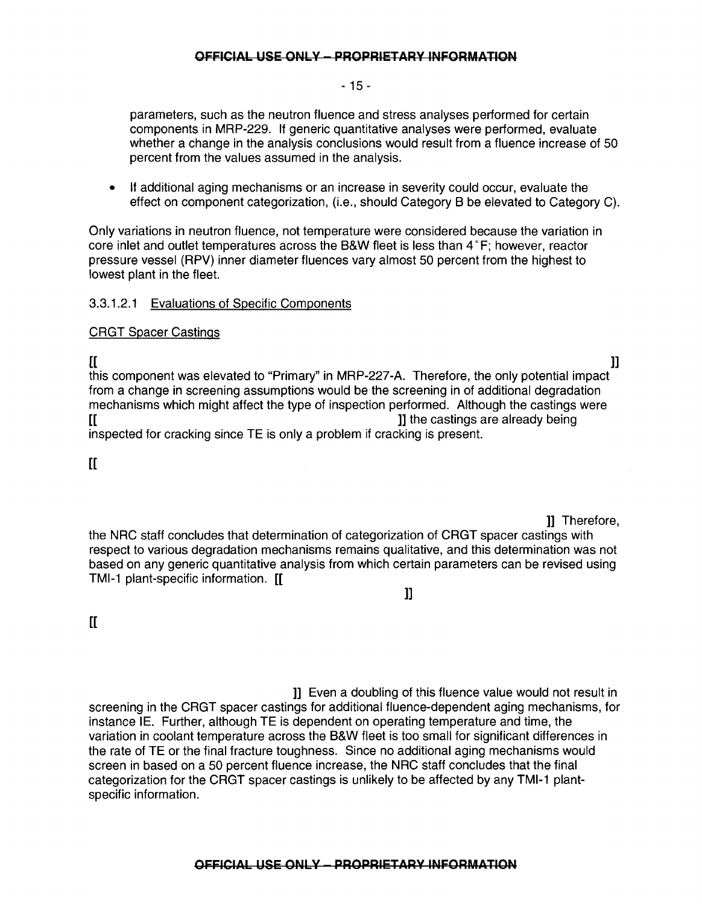parameters, such as the neutron fluence and stress analyses performed for certain components in MRP-229. If generic quantitative analyses were performed, evaluate whether a change in the analysis conclusions would result from a fluence increase of 50 percent from the values assumed in the analysis.

- If additional aging mechanisms or an increase in severity could occur, evaluate the effect on component categorization, (i.e., should Category B be elevated to Category C).

Only variations in neutron fluence, not temperature were considered because the variation in core inlet and outlet temperatures across the B&W fleet is less than 4 °F; however, reactor pressure vessel (RPV) inner diameter fluences vary almost 50 percent from the highest to lowest plant in the fleet.

3.3.1.2.1 Evaluations of Specific Components

CRGT Spacer Castings

[[ ]] this component was elevated to "Primary" in MRP-227-A. Therefore, the only potential impact from a change in screening assumptions would be the screening in of additional degradation mechanisms which might affect the type of inspection performed. Although the castings were [[ ]] the castings are already being inspected for cracking since TE is only a problem if cracking is present.

[[ ]] Therefore, the NRC staff concludes that determination of categorization of CRGT spacer castings with respect to various degradation mechanisms remains qualitative, and this determination was not based on any generic quantitative analysis from which certain parameters can be revised using TMI-1 plant-specific information. [[ ]]

[[ ]] Even a doubling of this fluence value would not result in screening in the CRGT spacer castings for additional fluence-dependent aging mechanisms, for instance IE. Further, although TE is dependent on operating temperature and time, the variation in coolant temperature across the B&W fleet is too small for significant differences in the rate of TE or the final fracture toughness. Since no additional aging mechanisms would screen in based on a 50 percent fluence increase, the NRC staff concludes that the final categorization for the CRGT spacer castings is unlikely to be affected by any TMI-1 plant-specific information.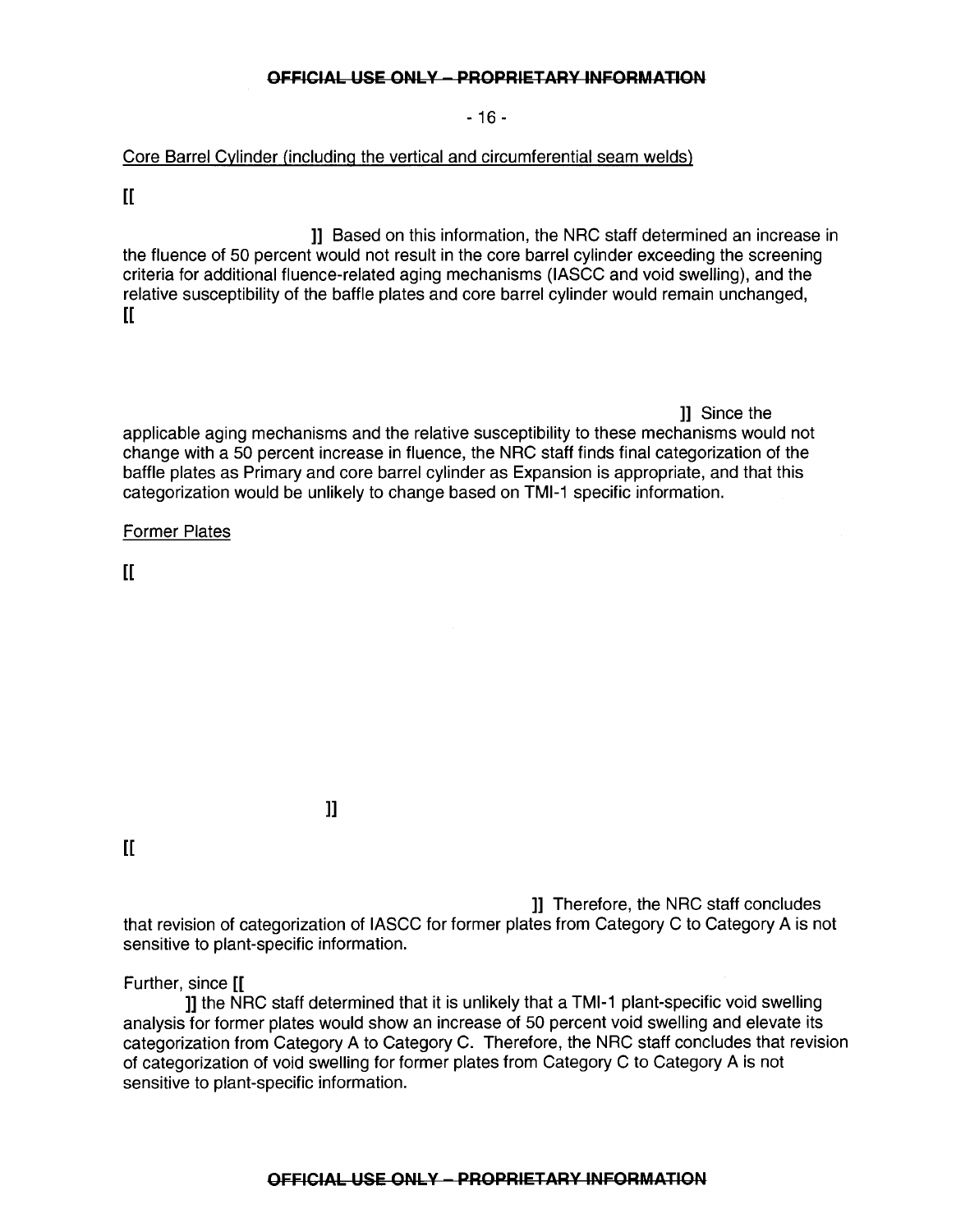Core Barrel Cylinder (including the vertical and circumferential seam welds)

[[

]] Based on this information, the NRC staff determined an increase in the fluence of 50 percent would not result in the core barrel cylinder exceeding the screening criteria for additional fluence-related aging mechanisms (IASCC and void swelling), and the relative susceptibility of the baffle plates and core barrel cylinder would remain unchanged, [[

]] Since the applicable aging mechanisms and the relative susceptibility to these mechanisms would not change with a 50 percent increase in fluence, the NRC staff finds final categorization of the baffle plates as Primary and core barrel cylinder as Expansion is appropriate, and that this categorization would be unlikely to change based on TMI-1 specific information.

Former Plates

[[

]]

[[

]] Therefore, the NRC staff concludes that revision of categorization of IASCC for former plates from Category C to Category A is not sensitive to plant-specific information.

Further, since [[

]] the NRC staff determined that it is unlikely that a TMI-1 plant-specific void swelling analysis for former plates would show an increase of 50 percent void swelling and elevate its categorization from Category A to Category C. Therefore, the NRC staff concludes that revision of categorization of void swelling for former plates from Category C to Category A is not sensitive to plant-specific information.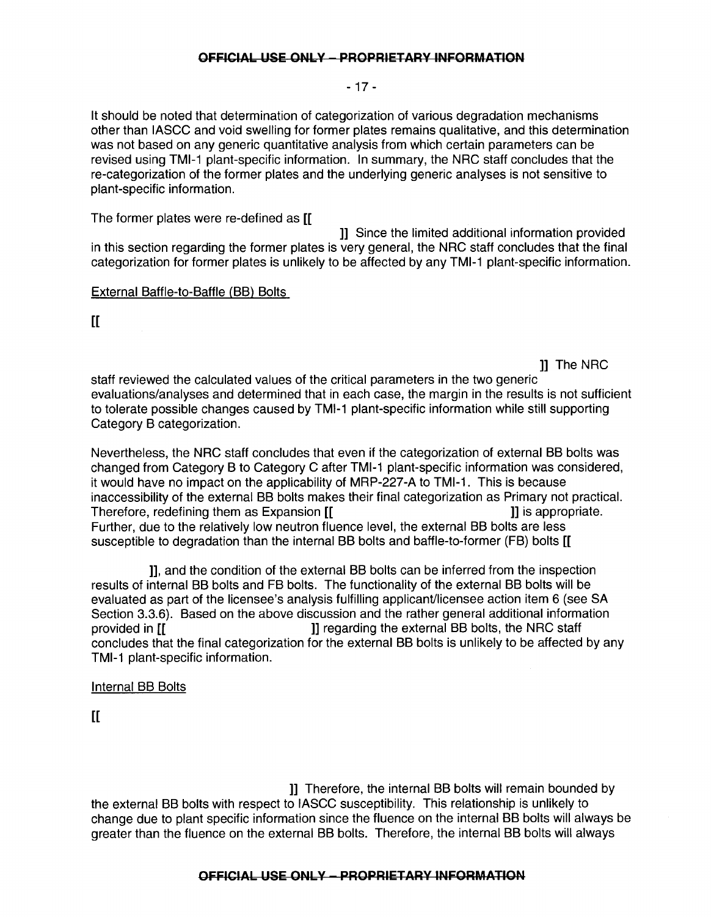It should be noted that determination of categorization of various degradation mechanisms other than IASCC and void swelling for former plates remains qualitative, and this determination was not based on any generic quantitative analysis from which certain parameters can be revised using TMI-1 plant-specific information. In summary, the NRC staff concludes that the re-categorization of the former plates and the underlying generic analyses is not sensitive to plant-specific information.

The former plates were re-defined as [[ ]] Since the limited additional information provided in this section regarding the former plates is very general, the NRC staff concludes that the final categorization for former plates is unlikely to be affected by any TMI-1 plant-specific information.

External Baffle-to-Baffle (BB) Bolts

[[ ]] The NRC staff reviewed the calculated values of the critical parameters in the two generic evaluations/analyses and determined that in each case, the margin in the results is not sufficient to tolerate possible changes caused by TMI-1 plant-specific information while still supporting Category B categorization.

Nevertheless, the NRC staff concludes that even if the categorization of external BB bolts was changed from Category B to Category C after TMI-1 plant-specific information was considered, it would have no impact on the applicability of MRP-227-A to TMI-1. This is because inaccessibility of the external BB bolts makes their final categorization as Primary not practical. Therefore, redefining them as Expansion [[ ]] is appropriate. Further, due to the relatively low neutron fluence level, the external BB bolts are less susceptible to degradation than the internal BB bolts and baffle-to-former (FB) bolts [[ ]], and the condition of the external BB bolts can be inferred from the inspection results of internal BB bolts and FB bolts. The functionality of the external BB bolts will be evaluated as part of the licensee's analysis fulfilling applicant/licensee action item 6 (see SA Section 3.3.6). Based on the above discussion and the rather general additional information provided in [[ ]] regarding the external BB bolts, the NRC staff concludes that the final categorization for the external BB bolts is unlikely to be affected by any TMI-1 plant-specific information.

Internal BB Bolts

[[ ]] Therefore, the internal BB bolts will remain bounded by the external BB bolts with respect to IASCC susceptibility. This relationship is unlikely to change due to plant specific information since the fluence on the internal BB bolts will always be greater than the fluence on the external BB bolts. Therefore, the internal BB bolts will always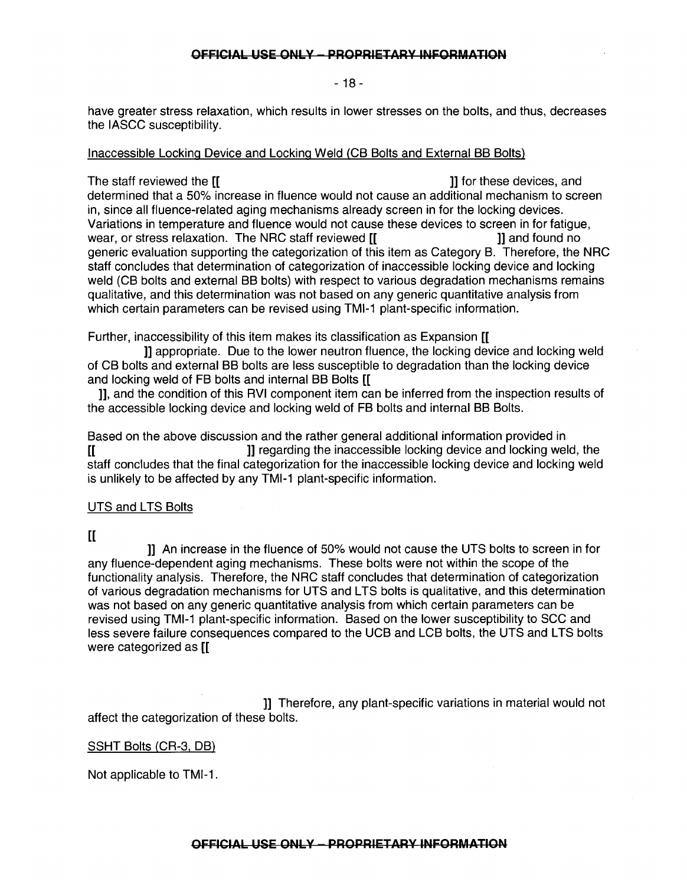have greater stress relaxation, which results in lower stresses on the bolts, and thus, decreases the IASCC susceptibility.

Inaccessible Locking Device and Locking Weld (CB Bolts and External BB Bolts)

The staff reviewed the [[ ]] for these devices, and determined that a 50% increase in fluence would not cause an additional mechanism to screen in, since all fluence-related aging mechanisms already screen in for the locking devices. Variations in temperature and fluence would not cause these devices to screen in for fatigue, wear, or stress relaxation. The NRC staff reviewed [[ ]] and found no generic evaluation supporting the categorization of this item as Category B. Therefore, the NRC staff concludes that determination of categorization of inaccessible locking device and locking weld (CB bolts and external BB bolts) with respect to various degradation mechanisms remains qualitative, and this determination was not based on any generic quantitative analysis from which certain parameters can be revised using TMI-1 plant-specific information.

Further, inaccessibility of this item makes its classification as Expansion [[ ]] appropriate. Due to the lower neutron fluence, the locking device and locking weld of CB bolts and external BB bolts are less susceptible to degradation than the locking device and locking weld of FB bolts and internal BB Bolts [[ ]], and the condition of this RVI component item can be inferred from the inspection results of the accessible locking device and locking weld of FB bolts and internal BB Bolts.

Based on the above discussion and the rather general additional information provided in [[ ]] regarding the inaccessible locking device and locking weld, the staff concludes that the final categorization for the inaccessible locking device and locking weld is unlikely to be affected by any TMI-1 plant-specific information.

UTS and LTS Bolts

[[ ]] An increase in the fluence of 50% would not cause the UTS bolts to screen in for any fluence-dependent aging mechanisms. These bolts were not within the scope of the functionality analysis. Therefore, the NRC staff concludes that determination of categorization of various degradation mechanisms for UTS and LTS bolts is qualitative, and this determination was not based on any generic quantitative analysis from which certain parameters can be revised using TMI-1 plant-specific information. Based on the lower susceptibility to SCC and less severe failure consequences compared to the UCB and LCB bolts, the UTS and LTS bolts were categorized as [[ ]] Therefore, any plant-specific variations in material would not affect the categorization of these bolts.

SSHT Bolts (CR-3, DB)

Not applicable to TMI-1.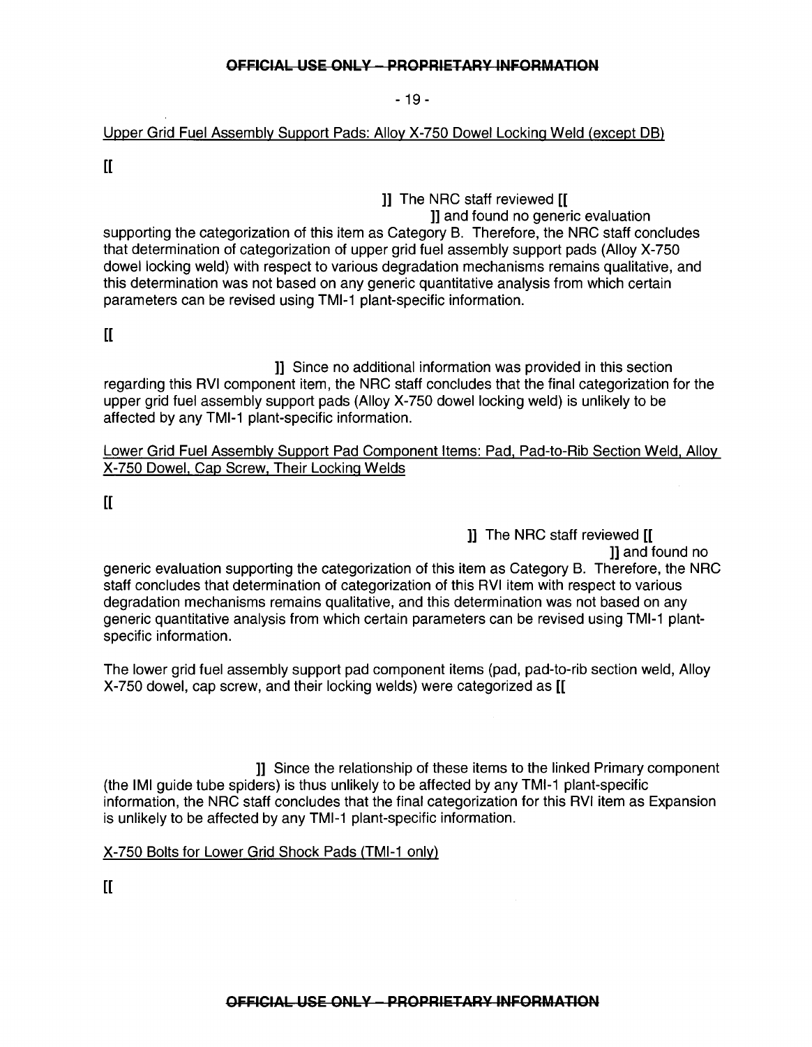Upper Grid Fuel Assembly Support Pads: Alloy X-750 Dowel Locking Weld (except DB)

[[

]] The NRC staff reviewed [[

]] and found no generic evaluation supporting the categorization of this item as Category B. Therefore, the NRC staff concludes that determination of categorization of upper grid fuel assembly support pads (Alloy X-750 dowel locking weld) with respect to various degradation mechanisms remains qualitative, and this determination was not based on any generic quantitative analysis from which certain parameters can be revised using TMI-1 plant-specific information.

[[

]] Since no additional information was provided in this section regarding this RVI component item, the NRC staff concludes that the final categorization for the upper grid fuel assembly support pads (Alloy X-750 dowel locking weld) is unlikely to be affected by any TMI-1 plant-specific information.

Lower Grid Fuel Assembly Support Pad Component Items: Pad, Pad-to-Rib Section Weld, Alloy X-750 Dowel, Cap Screw, Their Locking Welds

[[

]] The NRC staff reviewed [[

]] and found no generic evaluation supporting the categorization of this item as Category B. Therefore, the NRC staff concludes that determination of categorization of this RVI item with respect to various degradation mechanisms remains qualitative, and this determination was not based on any generic quantitative analysis from which certain parameters can be revised using TMI-1 plant-specific information.

The lower grid fuel assembly support pad component items (pad, pad-to-rib section weld, Alloy X-750 dowel, cap screw, and their locking welds) were categorized as [[

]] Since the relationship of these items to the linked Primary component (the IMI guide tube spiders) is thus unlikely to be affected by any TMI-1 plant-specific information, the NRC staff concludes that the final categorization for this RVI item as Expansion is unlikely to be affected by any TMI-1 plant-specific information.

X-750 Bolts for Lower Grid Shock Pads (TMI-1 only)

[[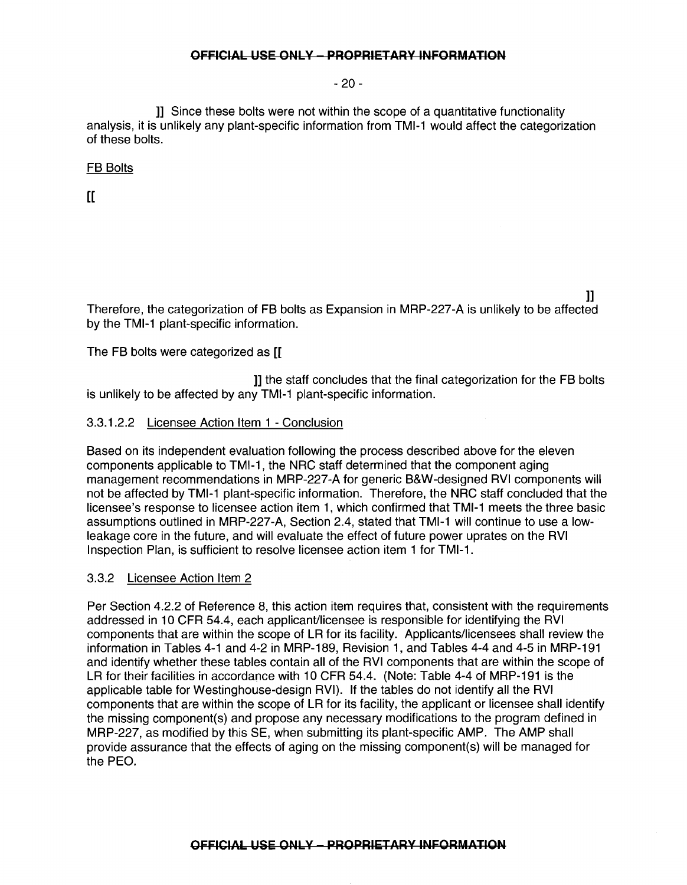]] Since these bolts were not within the scope of a quantitative functionality analysis, it is unlikely any plant-specific information from TMI-1 would affect the categorization of these bolts.

FB Bolts

[[

]]

Therefore, the categorization of FB bolts as Expansion in MRP-227-A is unlikely to be affected by the TMI-1 plant-specific information.

The FB bolts were categorized as [[

]] the staff concludes that the final categorization for the FB bolts is unlikely to be affected by any TMI-1 plant-specific information.

3.3.1.2.2 Licensee Action Item 1 - Conclusion

Based on its independent evaluation following the process described above for the eleven components applicable to TMI-1, the NRC staff determined that the component aging management recommendations in MRP-227-A for generic B&W-designed RVI components will not be affected by TMI-1 plant-specific information. Therefore, the NRC staff concluded that the licensee's response to licensee action item 1, which confirmed that TMI-1 meets the three basic assumptions outlined in MRP-227-A, Section 2.4, stated that TMI-1 will continue to use a low-leakage core in the future, and will evaluate the effect of future power uprates on the RVI Inspection Plan, is sufficient to resolve licensee action item 1 for TMI-1.

3.3.2 Licensee Action Item 2

Per Section 4.2.2 of Reference 8, this action item requires that, consistent with the requirements addressed in 10 CFR 54.4, each applicant/licensee is responsible for identifying the RVI components that are within the scope of LR for its facility. Applicants/licensees shall review the information in Tables 4-1 and 4-2 in MRP-189, Revision 1, and Tables 4-4 and 4-5 in MRP-191 and identify whether these tables contain all of the RVI components that are within the scope of LR for their facilities in accordance with 10 CFR 54.4. (Note: Table 4-4 of MRP-191 is the applicable table for Westinghouse-design RVI). If the tables do not identify all the RVI components that are within the scope of LR for its facility, the applicant or licensee shall identify the missing component(s) and propose any necessary modifications to the program defined in MRP-227, as modified by this SE, when submitting its plant-specific AMP. The AMP shall provide assurance that the effects of aging on the missing component(s) will be managed for the PEO.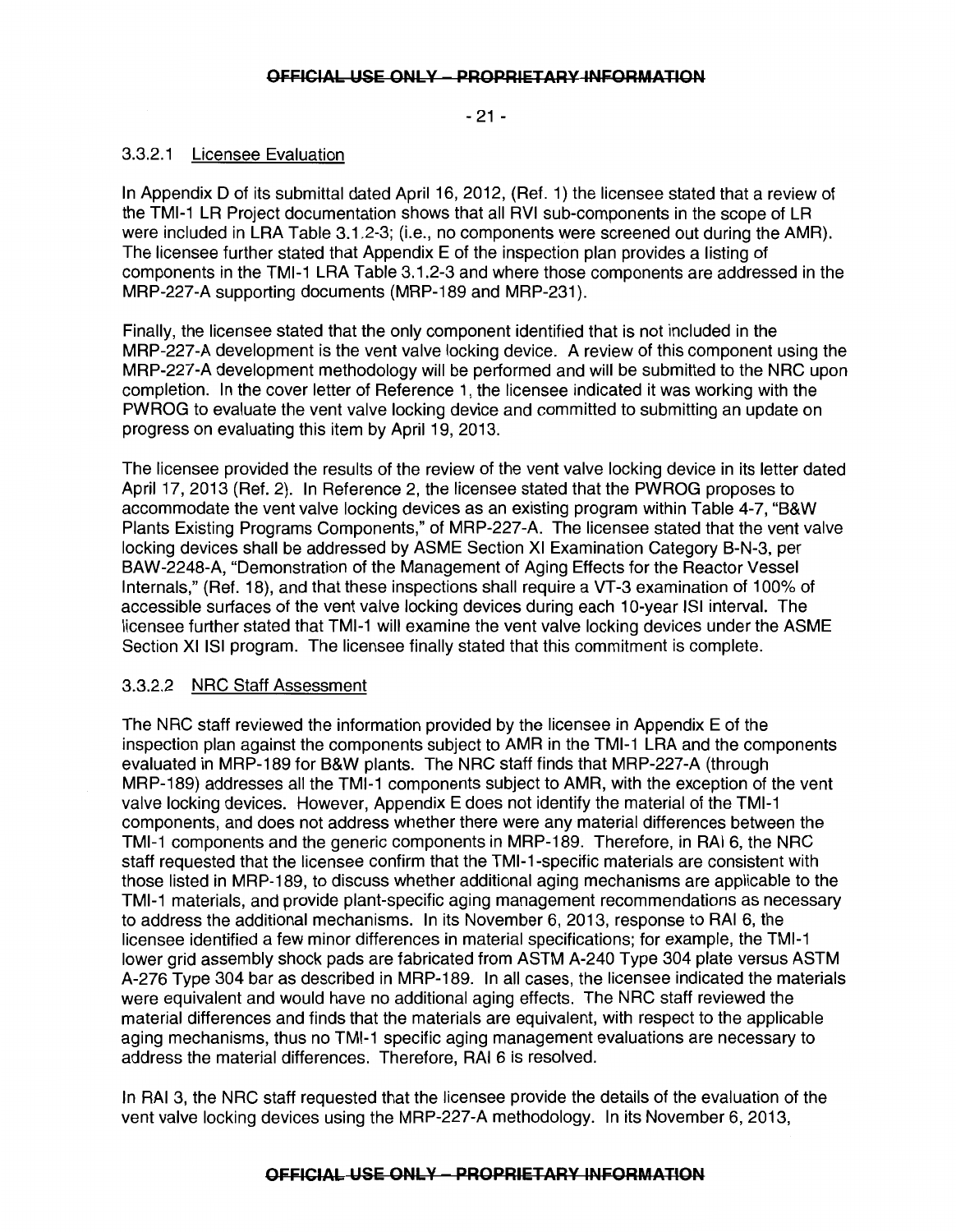#### 3.3.2.1 Licensee Evaluation

In Appendix D of its submittal dated April 16, 2012, (Ref. 1) the licensee stated that a review of the TMI-1 LR Project documentation shows that all RVI sub-components in the scope of LR were included in LRA Table 3.1.2-3; (i.e., no components were screened out during the AMR). The licensee further stated that Appendix E of the inspection plan provides a listing of components in the TMI-1 LRA Table 3.1.2-3 and where those components are addressed in the MRP-227-A supporting documents (MRP-189 and MRP-231).

Finally, the licensee stated that the only component identified that is not included in the MRP-227-A development is the vent valve locking device. A review of this component using the MRP-227-A development methodology will be performed and will be submitted to the NRC upon completion. In the cover letter of Reference 1, the licensee indicated it was working with the PWROG to evaluate the vent valve locking device and committed to submitting an update on progress on evaluating this item by April 19, 2013.

The licensee provided the results of the review of the vent valve locking device in its letter dated April 17, 2013 (Ref. 2). In Reference 2, the licensee stated that the PWROG proposes to accommodate the vent valve locking devices as an existing program within Table 4-7, "B&W Plants Existing Programs Components," of MRP-227-A. The licensee stated that the vent valve locking devices shall be addressed by ASME Section XI Examination Category B-N-3, per BAW-2248-A, "Demonstration of the Management of Aging Effects for the Reactor Vessel Internals," (Ref. 18), and that these inspections shall require a VT-3 examination of 100% of accessible surfaces of the vent valve locking devices during each 10-year ISI interval. The licensee further stated that TMI-1 will examine the vent valve locking devices under the ASME Section XI ISI program. The licensee finally stated that this commitment is complete.

#### 3.3.2.2 NRC Staff Assessment

The NRC staff reviewed the information provided by the licensee in Appendix E of the inspection plan against the components subject to AMR in the TMI-1 LRA and the components evaluated in MRP-189 for B&W plants. The NRC staff finds that MRP-227-A (through MRP-189) addresses all the TMI-1 components subject to AMR, with the exception of the vent valve locking devices. However, Appendix E does not identify the material of the TMI-1 components, and does not address whether there were any material differences between the TMI-1 components and the generic components in MRP-189. Therefore, in RAI 6, the NRC staff requested that the licensee confirm that the TMI-1-specific materials are consistent with those listed in MRP-189, to discuss whether additional aging mechanisms are applicable to the TMI-1 materials, and provide plant-specific aging management recommendations as necessary to address the additional mechanisms. In its November 6, 2013, response to RAI 6, the licensee identified a few minor differences in material specifications; for example, the TMI-1 lower grid assembly shock pads are fabricated from ASTM A-240 Type 304 plate versus ASTM A-276 Type 304 bar as described in MRP-189. In all cases, the licensee indicated the materials were equivalent and would have no additional aging effects. The NRC staff reviewed the material differences and finds that the materials are equivalent, with respect to the applicable aging mechanisms, thus no TMI-1 specific aging management evaluations are necessary to address the material differences. Therefore, RAI 6 is resolved.

In RAI 3, the NRC staff requested that the licensee provide the details of the evaluation of the vent valve locking devices using the MRP-227-A methodology. In its November 6, 2013,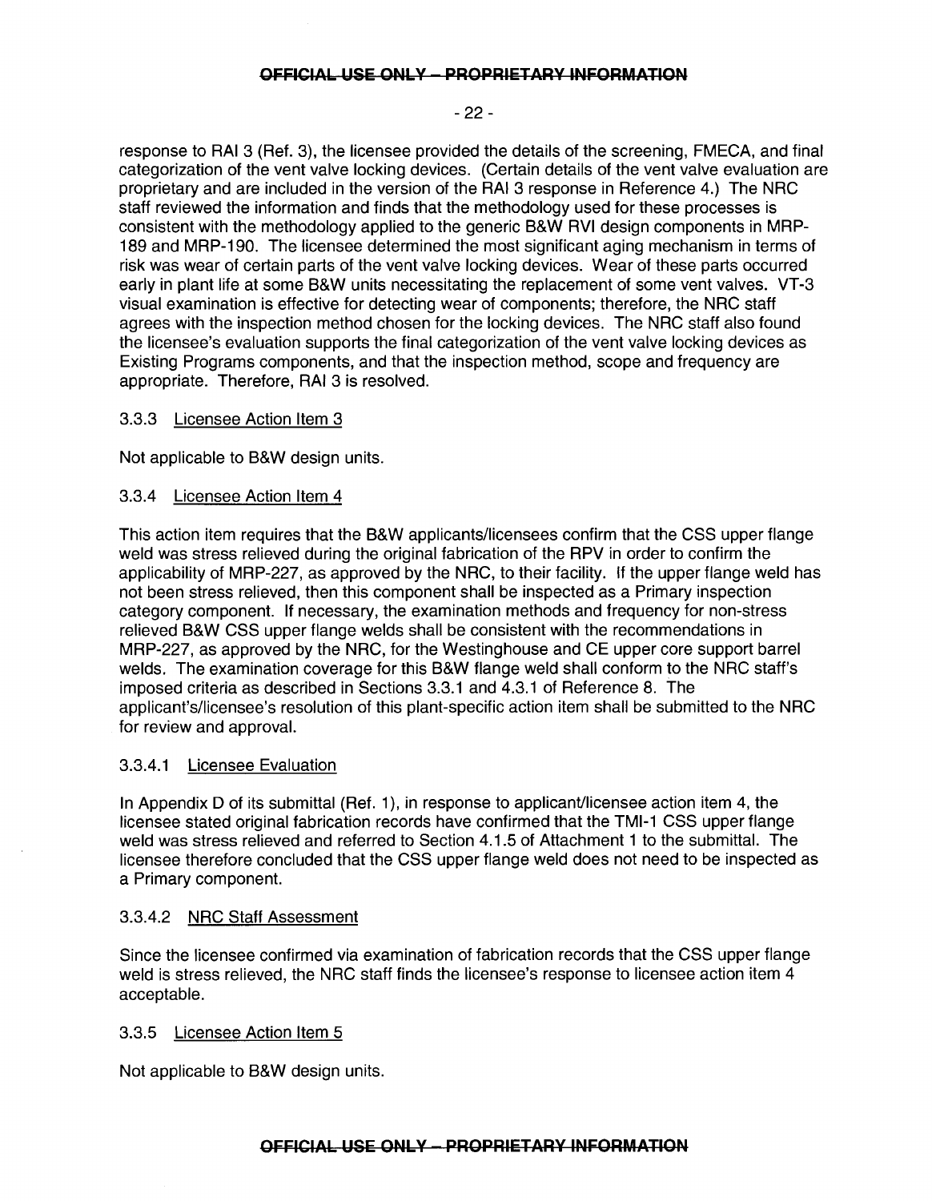response to RAI 3 (Ref. 3), the licensee provided the details of the screening, FMECA, and final categorization of the vent valve locking devices. (Certain details of the vent valve evaluation are proprietary and are included in the version of the RAI 3 response in Reference 4.) The NRC staff reviewed the information and finds that the methodology used for these processes is consistent with the methodology applied to the generic B&W RVI design components in MRP-189 and MRP-190. The licensee determined the most significant aging mechanism in terms of risk was wear of certain parts of the vent valve locking devices. Wear of these parts occurred early in plant life at some B&W units necessitating the replacement of some vent valves. VT-3 visual examination is effective for detecting wear of components; therefore, the NRC staff agrees with the inspection method chosen for the locking devices. The NRC staff also found the licensee's evaluation supports the final categorization of the vent valve locking devices as Existing Programs components, and that the inspection method, scope and frequency are appropriate. Therefore, RAI 3 is resolved.

### 3.3.3 Licensee Action Item 3

Not applicable to B&W design units.

### 3.3.4 Licensee Action Item 4

This action item requires that the B&W applicants/licensees confirm that the CSS upper flange weld was stress relieved during the original fabrication of the RPV in order to confirm the applicability of MRP-227, as approved by the NRC, to their facility. If the upper flange weld has not been stress relieved, then this component shall be inspected as a Primary inspection category component. If necessary, the examination methods and frequency for non-stress relieved B&W CSS upper flange welds shall be consistent with the recommendations in MRP-227, as approved by the NRC, for the Westinghouse and CE upper core support barrel welds. The examination coverage for this B&W flange weld shall conform to the NRC staff's imposed criteria as described in Sections 3.3.1 and 4.3.1 of Reference 8. The applicant's/licensee's resolution of this plant-specific action item shall be submitted to the NRC for review and approval.

#### 3.3.4.1 Licensee Evaluation

In Appendix D of its submittal (Ref. 1), in response to applicant/licensee action item 4, the licensee stated original fabrication records have confirmed that the TMI-1 CSS upper flange weld was stress relieved and referred to Section 4.1.5 of Attachment 1 to the submittal. The licensee therefore concluded that the CSS upper flange weld does not need to be inspected as a Primary component.

#### 3.3.4.2 NRC Staff Assessment

Since the licensee confirmed via examination of fabrication records that the CSS upper flange weld is stress relieved, the NRC staff finds the licensee's response to licensee action item 4 acceptable.

### 3.3.5 Licensee Action Item 5

Not applicable to B&W design units.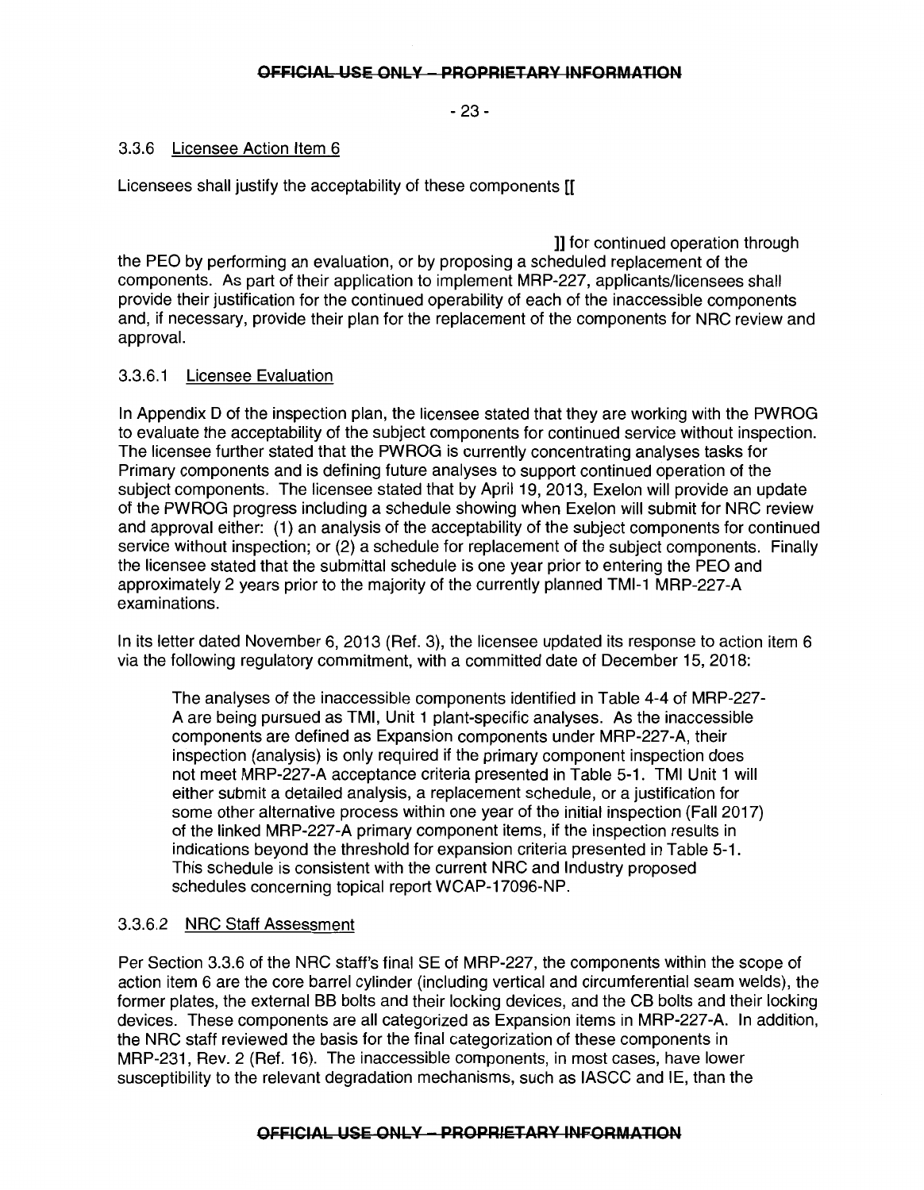### 3.3.6 Licensee Action Item 6

Licensees shall justify the acceptability of these components [[

]] for continued operation through the PEO by performing an evaluation, or by proposing a scheduled replacement of the components. As part of their application to implement MRP-227, applicants/licensees shall provide their justification for the continued operability of each of the inaccessible components and, if necessary, provide their plan for the replacement of the components for NRC review and approval.

#### 3.3.6.1 Licensee Evaluation

In Appendix D of the inspection plan, the licensee stated that they are working with the PWROG to evaluate the acceptability of the subject components for continued service without inspection. The licensee further stated that the PWROG is currently concentrating analyses tasks for Primary components and is defining future analyses to support continued operation of the subject components. The licensee stated that by April 19, 2013, Exelon will provide an update of the PWROG progress including a schedule showing when Exelon will submit for NRC review and approval either: (1) an analysis of the acceptability of the subject components for continued service without inspection; or (2) a schedule for replacement of the subject components. Finally the licensee stated that the submittal schedule is one year prior to entering the PEO and approximately 2 years prior to the majority of the currently planned TMI-1 MRP-227-A examinations.

In its letter dated November 6, 2013 (Ref. 3), the licensee updated its response to action item 6 via the following regulatory commitment, with a committed date of December 15, 2018:

> The analyses of the inaccessible components identified in Table 4-4 of MRP-227-A are being pursued as TMI, Unit 1 plant-specific analyses. As the inaccessible components are defined as Expansion components under MRP-227-A, their inspection (analysis) is only required if the primary component inspection does not meet MRP-227-A acceptance criteria presented in Table 5-1. TMI Unit 1 will either submit a detailed analysis, a replacement schedule, or a justification for some other alternative process within one year of the initial inspection (Fall 2017) of the linked MRP-227-A primary component items, if the inspection results in indications beyond the threshold for expansion criteria presented in Table 5-1. This schedule is consistent with the current NRC and Industry proposed schedules concerning topical report WCAP-17096-NP.

#### 3.3.6.2 NRC Staff Assessment

Per Section 3.3.6 of the NRC staff's final SE of MRP-227, the components within the scope of action item 6 are the core barrel cylinder (including vertical and circumferential seam welds), the former plates, the external BB bolts and their locking devices, and the CB bolts and their locking devices. These components are all categorized as Expansion items in MRP-227-A. In addition, the NRC staff reviewed the basis for the final categorization of these components in MRP-231, Rev. 2 (Ref. 16). The inaccessible components, in most cases, have lower susceptibility to the relevant degradation mechanisms, such as IASCC and IE, than the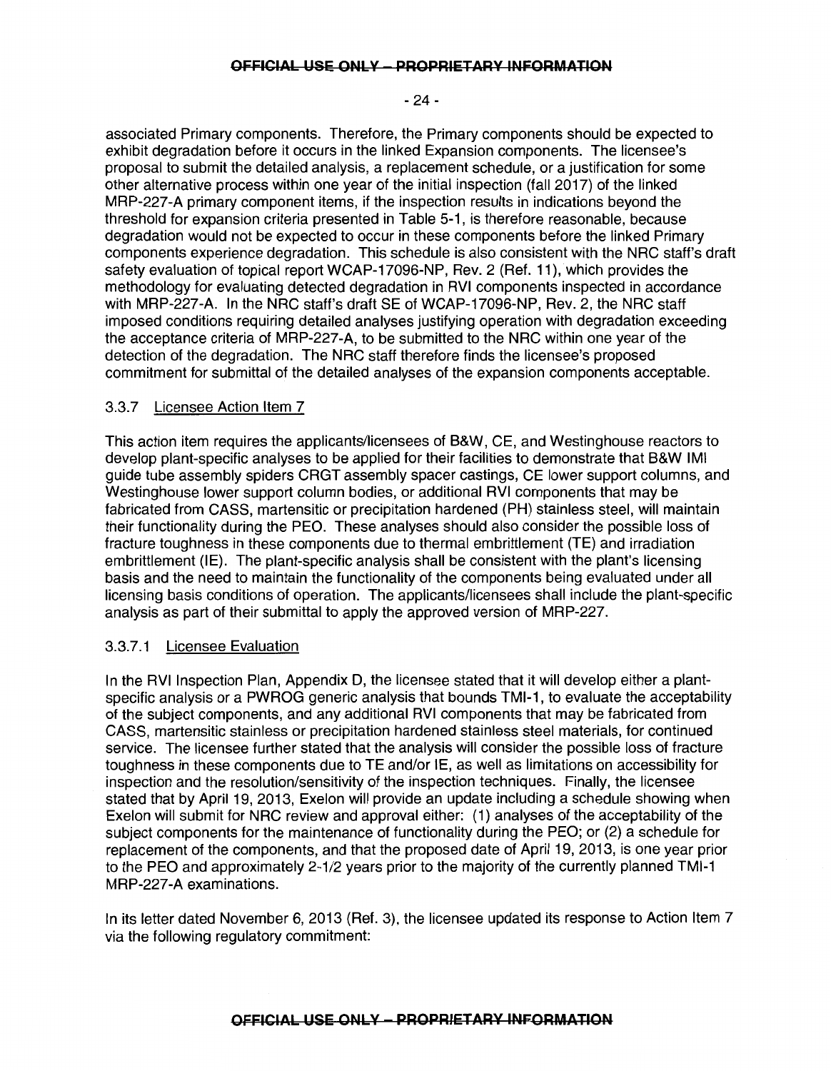associated Primary components. Therefore, the Primary components should be expected to exhibit degradation before it occurs in the linked Expansion components. The licensee's proposal to submit the detailed analysis, a replacement schedule, or a justification for some other alternative process within one year of the initial inspection (fall 2017) of the linked MRP-227-A primary component items, if the inspection results in indications beyond the threshold for expansion criteria presented in Table 5-1, is therefore reasonable, because degradation would not be expected to occur in these components before the linked Primary components experience degradation. This schedule is also consistent with the NRC staff's draft safety evaluation of topical report WCAP-17096-NP, Rev. 2 (Ref. 11), which provides the methodology for evaluating detected degradation in RVI components inspected in accordance with MRP-227-A. In the NRC staff's draft SE of WCAP-17096-NP, Rev. 2, the NRC staff imposed conditions requiring detailed analyses justifying operation with degradation exceeding the acceptance criteria of MRP-227-A, to be submitted to the NRC within one year of the detection of the degradation. The NRC staff therefore finds the licensee's proposed commitment for submittal of the detailed analyses of the expansion components acceptable.

### 3.3.7 Licensee Action Item 7

This action item requires the applicants/licensees of B&W, CE, and Westinghouse reactors to develop plant-specific analyses to be applied for their facilities to demonstrate that B&W IMI guide tube assembly spiders CRGT assembly spacer castings, CE lower support columns, and Westinghouse lower support column bodies, or additional RVI components that may be fabricated from CASS, martensitic or precipitation hardened (PH) stainless steel, will maintain their functionality during the PEO. These analyses should also consider the possible loss of fracture toughness in these components due to thermal embrittlement (TE) and irradiation embrittlement (IE). The plant-specific analysis shall be consistent with the plant's licensing basis and the need to maintain the functionality of the components being evaluated under all licensing basis conditions of operation. The applicants/licensees shall include the plant-specific analysis as part of their submittal to apply the approved version of MRP-227.

#### 3.3.7.1 Licensee Evaluation

In the RVI Inspection Plan, Appendix D, the licensee stated that it will develop either a plant-specific analysis or a PWROG generic analysis that bounds TMI-1, to evaluate the acceptability of the subject components, and any additional RVI components that may be fabricated from CASS, martensitic stainless or precipitation hardened stainless steel materials, for continued service. The licensee further stated that the analysis will consider the possible loss of fracture toughness in these components due to TE and/or IE, as well as limitations on accessibility for inspection and the resolution/sensitivity of the inspection techniques. Finally, the licensee stated that by April 19, 2013, Exelon will provide an update including a schedule showing when Exelon will submit for NRC review and approval either: (1) analyses of the acceptability of the subject components for the maintenance of functionality during the PEO; or (2) a schedule for replacement of the components, and that the proposed date of April 19, 2013, is one year prior to the PEO and approximately 2-1/2 years prior to the majority of the currently planned TMI-1 MRP-227-A examinations.

In its letter dated November 6, 2013 (Ref. 3), the licensee updated its response to Action Item 7 via the following regulatory commitment: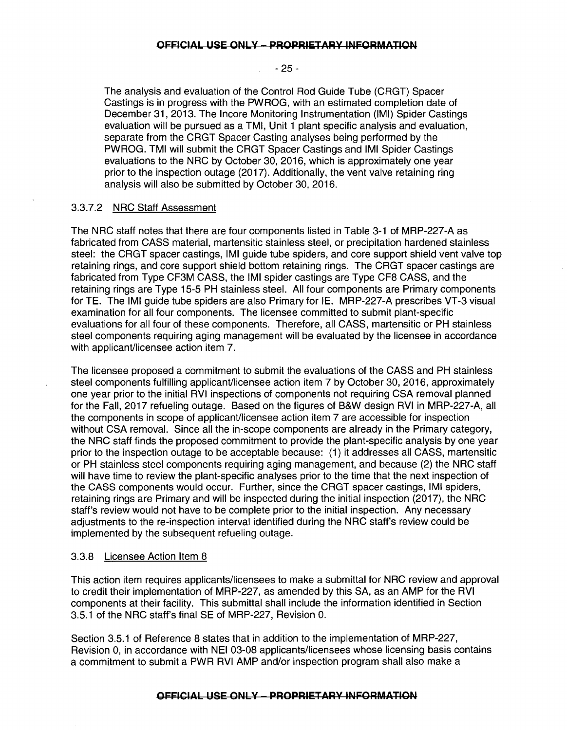The analysis and evaluation of the Control Rod Guide Tube (CRGT) Spacer Castings is in progress with the PWROG, with an estimated completion date of December 31, 2013. The Incore Monitoring Instrumentation (IMI) Spider Castings evaluation will be pursued as a TMI, Unit 1 plant specific analysis and evaluation, separate from the CRGT Spacer Casting analyses being performed by the PWROG. TMI will submit the CRGT Spacer Castings and IMI Spider Castings evaluations to the NRC by October 30, 2016, which is approximately one year prior to the inspection outage (2017). Additionally, the vent valve retaining ring analysis will also be submitted by October 30, 2016.

#### 3.3.7.2 NRC Staff Assessment

The NRC staff notes that there are four components listed in Table 3-1 of MRP-227-A as fabricated from CASS material, martensitic stainless steel, or precipitation hardened stainless steel: the CRGT spacer castings, IMI guide tube spiders, and core support shield vent valve top retaining rings, and core support shield bottom retaining rings. The CRGT spacer castings are fabricated from Type CF3M CASS, the IMI spider castings are Type CF8 CASS, and the retaining rings are Type 15-5 PH stainless steel. All four components are Primary components for TE. The IMI guide tube spiders are also Primary for IE. MRP-227-A prescribes VT-3 visual examination for all four components. The licensee committed to submit plant-specific evaluations for all four of these components. Therefore, all CASS, martensitic or PH stainless steel components requiring aging management will be evaluated by the licensee in accordance with applicant/licensee action item 7.

The licensee proposed a commitment to submit the evaluations of the CASS and PH stainless steel components fulfilling applicant/licensee action item 7 by October 30, 2016, approximately one year prior to the initial RVI inspections of components not requiring CSA removal planned for the Fall, 2017 refueling outage. Based on the figures of B&W design RVI in MRP-227-A, all the components in scope of applicant/licensee action item 7 are accessible for inspection without CSA removal. Since all the in-scope components are already in the Primary category, the NRC staff finds the proposed commitment to provide the plant-specific analysis by one year prior to the inspection outage to be acceptable because: (1) it addresses all CASS, martensitic or PH stainless steel components requiring aging management, and because (2) the NRC staff will have time to review the plant-specific analyses prior to the time that the next inspection of the CASS components would occur. Further, since the CRGT spacer castings, IMI spiders, retaining rings are Primary and will be inspected during the initial inspection (2017), the NRC staff's review would not have to be complete prior to the initial inspection. Any necessary adjustments to the re-inspection interval identified during the NRC staff's review could be implemented by the subsequent refueling outage.

### 3.3.8 Licensee Action Item 8

This action item requires applicants/licensees to make a submittal for NRC review and approval to credit their implementation of MRP-227, as amended by this SA, as an AMP for the RVI components at their facility. This submittal shall include the information identified in Section 3.5.1 of the NRC staff's final SE of MRP-227, Revision 0.

Section 3.5.1 of Reference 8 states that in addition to the implementation of MRP-227, Revision 0, in accordance with NEI 03-08 applicants/licensees whose licensing basis contains a commitment to submit a PWR RVI AMP and/or inspection program shall also make a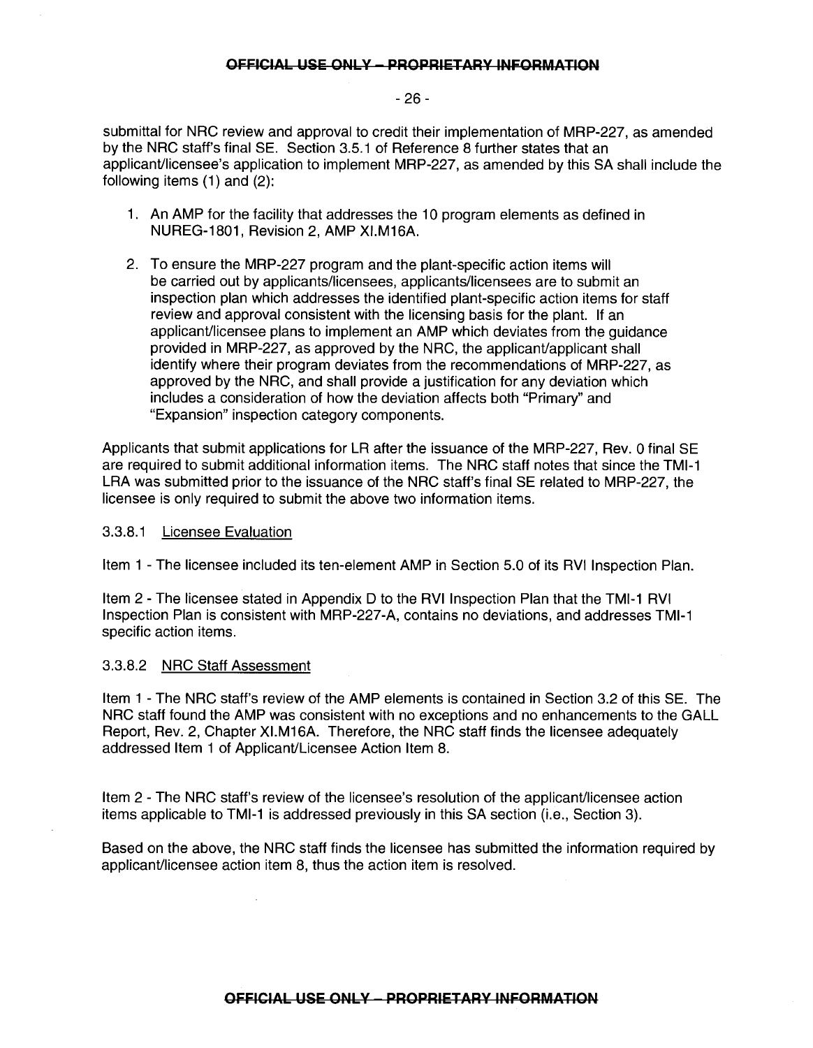submittal for NRC review and approval to credit their implementation of MRP-227, as amended by the NRC staff's final SE. Section 3.5.1 of Reference 8 further states that an applicant/licensee's application to implement MRP-227, as amended by this SA shall include the following items (1) and (2):

1. An AMP for the facility that addresses the 10 program elements as defined in NUREG-1801, Revision 2, AMP XI.M16A.
2. To ensure the MRP-227 program and the plant-specific action items will be carried out by applicants/licensees, applicants/licensees are to submit an inspection plan which addresses the identified plant-specific action items for staff review and approval consistent with the licensing basis for the plant. If an applicant/licensee plans to implement an AMP which deviates from the guidance provided in MRP-227, as approved by the NRC, the applicant/applicant shall identify where their program deviates from the recommendations of MRP-227, as approved by the NRC, and shall provide a justification for any deviation which includes a consideration of how the deviation affects both "Primary" and "Expansion" inspection category components.

Applicants that submit applications for LR after the issuance of the MRP-227, Rev. 0 final SE are required to submit additional information items. The NRC staff notes that since the TMI-1 LRA was submitted prior to the issuance of the NRC staff's final SE related to MRP-227, the licensee is only required to submit the above two information items.

#### 3.3.8.1 Licensee Evaluation

Item 1 - The licensee included its ten-element AMP in Section 5.0 of its RVI Inspection Plan.

Item 2 - The licensee stated in Appendix D to the RVI Inspection Plan that the TMI-1 RVI Inspection Plan is consistent with MRP-227-A, contains no deviations, and addresses TMI-1 specific action items.

#### 3.3.8.2 NRC Staff Assessment

Item 1 - The NRC staff's review of the AMP elements is contained in Section 3.2 of this SE. The NRC staff found the AMP was consistent with no exceptions and no enhancements to the GALL Report, Rev. 2, Chapter XI.M16A. Therefore, the NRC staff finds the licensee adequately addressed Item 1 of Applicant/Licensee Action Item 8.

Item 2 - The NRC staff's review of the licensee's resolution of the applicant/licensee action items applicable to TMI-1 is addressed previously in this SA section (i.e., Section 3).

Based on the above, the NRC staff finds the licensee has submitted the information required by applicant/licensee action item 8, thus the action item is resolved.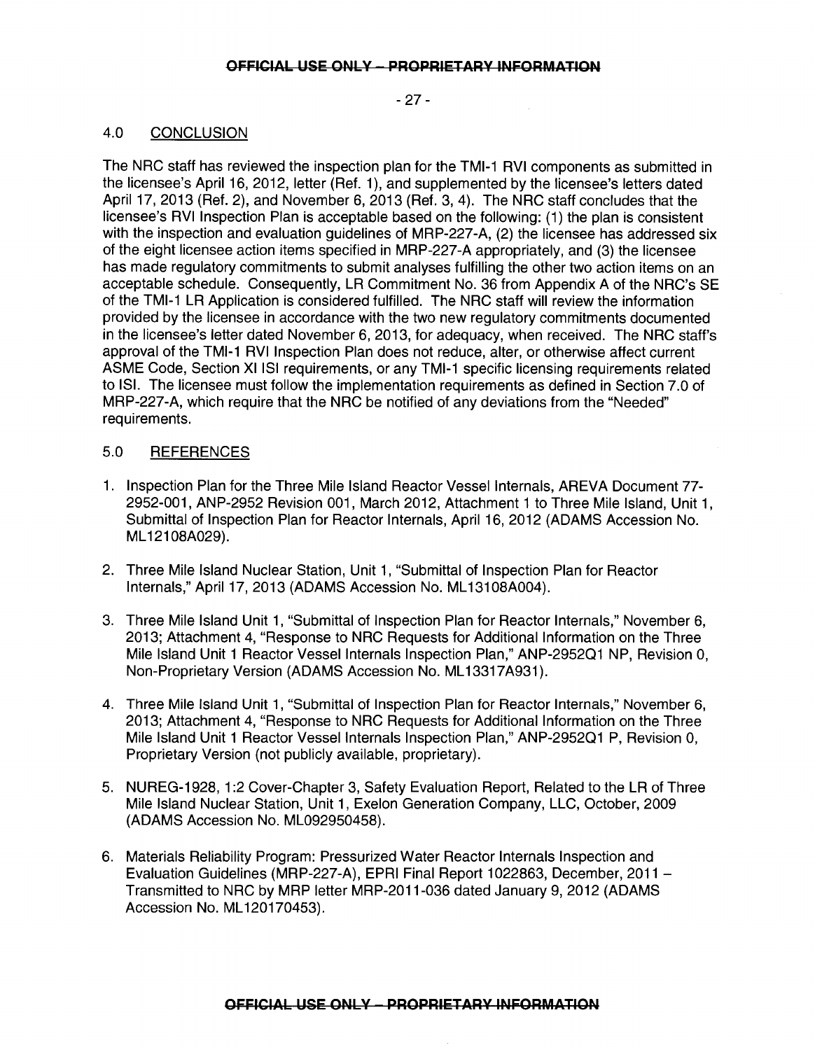## 4.0 CONCLUSION

The NRC staff has reviewed the inspection plan for the TMI-1 RVI components as submitted in the licensee's April 16, 2012, letter (Ref. 1), and supplemented by the licensee's letters dated April 17, 2013 (Ref. 2), and November 6, 2013 (Ref. 3, 4). The NRC staff concludes that the licensee's RVI Inspection Plan is acceptable based on the following: (1) the plan is consistent with the inspection and evaluation guidelines of MRP-227-A, (2) the licensee has addressed six of the eight licensee action items specified in MRP-227-A appropriately, and (3) the licensee has made regulatory commitments to submit analyses fulfilling the other two action items on an acceptable schedule. Consequently, LR Commitment No. 36 from Appendix A of the NRC's SE of the TMI-1 LR Application is considered fulfilled. The NRC staff will review the information provided by the licensee in accordance with the two new regulatory commitments documented in the licensee's letter dated November 6, 2013, for adequacy, when received. The NRC staff's approval of the TMI-1 RVI Inspection Plan does not reduce, alter, or otherwise affect current ASME Code, Section XI ISI requirements, or any TMI-1 specific licensing requirements related to ISI. The licensee must follow the implementation requirements as defined in Section 7.0 of MRP-227-A, which require that the NRC be notified of any deviations from the "Needed" requirements.

## 5.0 REFERENCES

1. Inspection Plan for the Three Mile Island Reactor Vessel Internals, AREVA Document 77-2952-001, ANP-2952 Revision 001, March 2012, Attachment 1 to Three Mile Island, Unit 1, Submittal of Inspection Plan for Reactor Internals, April 16, 2012 (ADAMS Accession No. ML12108A029).

2. Three Mile Island Nuclear Station, Unit 1, "Submittal of Inspection Plan for Reactor Internals," April 17, 2013 (ADAMS Accession No. ML13108A004).

3. Three Mile Island Unit 1, "Submittal of Inspection Plan for Reactor Internals," November 6, 2013; Attachment 4, "Response to NRC Requests for Additional Information on the Three Mile Island Unit 1 Reactor Vessel Internals Inspection Plan," ANP-2952Q1 NP, Revision 0, Non-Proprietary Version (ADAMS Accession No. ML13317A931).

4. Three Mile Island Unit 1, "Submittal of Inspection Plan for Reactor Internals," November 6, 2013; Attachment 4, "Response to NRC Requests for Additional Information on the Three Mile Island Unit 1 Reactor Vessel Internals Inspection Plan," ANP-2952Q1 P, Revision 0, Proprietary Version (not publicly available, proprietary).

5. NUREG-1928, 1:2 Cover-Chapter 3, Safety Evaluation Report, Related to the LR of Three Mile Island Nuclear Station, Unit 1, Exelon Generation Company, LLC, October, 2009 (ADAMS Accession No. ML092950458).

6. Materials Reliability Program: Pressurized Water Reactor Internals Inspection and Evaluation Guidelines (MRP-227-A), EPRI Final Report 1022863, December, 2011 – Transmitted to NRC by MRP letter MRP-2011-036 dated January 9, 2012 (ADAMS Accession No. ML120170453).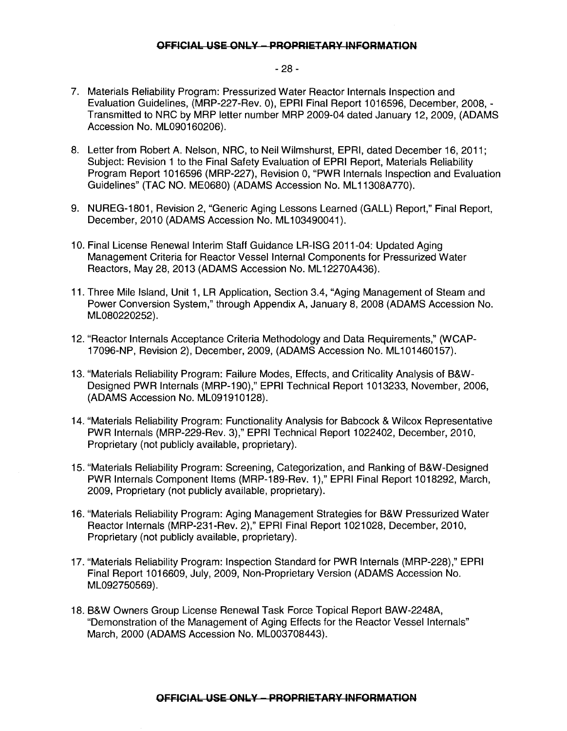7. Materials Reliability Program: Pressurized Water Reactor Internals Inspection and Evaluation Guidelines, (MRP-227-Rev. 0), EPRI Final Report 1016596, December, 2008, - Transmitted to NRC by MRP letter number MRP 2009-04 dated January 12, 2009, (ADAMS Accession No. ML090160206).

8. Letter from Robert A. Nelson, NRC, to Neil Wilmshurst, EPRI, dated December 16, 2011; Subject: Revision 1 to the Final Safety Evaluation of EPRI Report, Materials Reliability Program Report 1016596 (MRP-227), Revision 0, "PWR Internals Inspection and Evaluation Guidelines" (TAC NO. ME0680) (ADAMS Accession No. ML11308A770).

9. NUREG-1801, Revision 2, "Generic Aging Lessons Learned (GALL) Report," Final Report, December, 2010 (ADAMS Accession No. ML103490041).

10. Final License Renewal Interim Staff Guidance LR-ISG 2011-04: Updated Aging Management Criteria for Reactor Vessel Internal Components for Pressurized Water Reactors, May 28, 2013 (ADAMS Accession No. ML12270A436).

11. Three Mile Island, Unit 1, LR Application, Section 3.4, "Aging Management of Steam and Power Conversion System," through Appendix A, January 8, 2008 (ADAMS Accession No. ML080220252).

12. "Reactor Internals Acceptance Criteria Methodology and Data Requirements," (WCAP-17096-NP, Revision 2), December, 2009, (ADAMS Accession No. ML101460157).

13. "Materials Reliability Program: Failure Modes, Effects, and Criticality Analysis of B&W-Designed PWR Internals (MRP-190)," EPRI Technical Report 1013233, November, 2006, (ADAMS Accession No. ML091910128).

14. "Materials Reliability Program: Functionality Analysis for Babcock & Wilcox Representative PWR Internals (MRP-229-Rev. 3)," EPRI Technical Report 1022402, December, 2010, Proprietary (not publicly available, proprietary).

15. "Materials Reliability Program: Screening, Categorization, and Ranking of B&W-Designed PWR Internals Component Items (MRP-189-Rev. 1)," EPRI Final Report 1018292, March, 2009, Proprietary (not publicly available, proprietary).

16. "Materials Reliability Program: Aging Management Strategies for B&W Pressurized Water Reactor Internals (MRP-231-Rev. 2)," EPRI Final Report 1021028, December, 2010, Proprietary (not publicly available, proprietary).

17. "Materials Reliability Program: Inspection Standard for PWR Internals (MRP-228)," EPRI Final Report 1016609, July, 2009, Non-Proprietary Version (ADAMS Accession No. ML092750569).

18. B&W Owners Group License Renewal Task Force Topical Report BAW-2248A, "Demonstration of the Management of Aging Effects for the Reactor Vessel Internals" March, 2000 (ADAMS Accession No. ML003708443).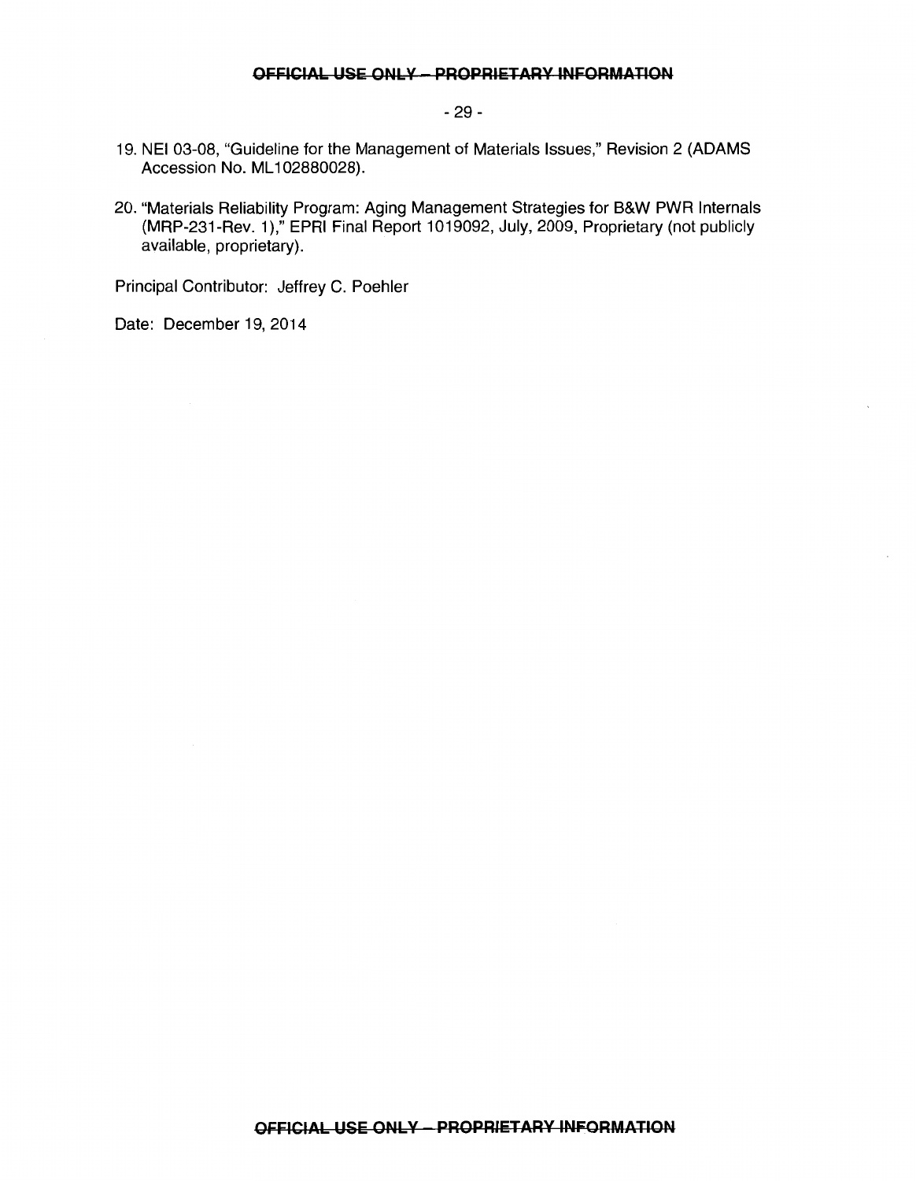19. NEI 03-08, "Guideline for the Management of Materials Issues," Revision 2 (ADAMS Accession No. ML102880028).

20. "Materials Reliability Program: Aging Management Strategies for B&W PWR Internals (MRP-231-Rev. 1)," EPRI Final Report 1019092, July, 2009, Proprietary (not publicly available, proprietary).

Principal Contributor: Jeffrey C. Poehler

Date: December 19, 2014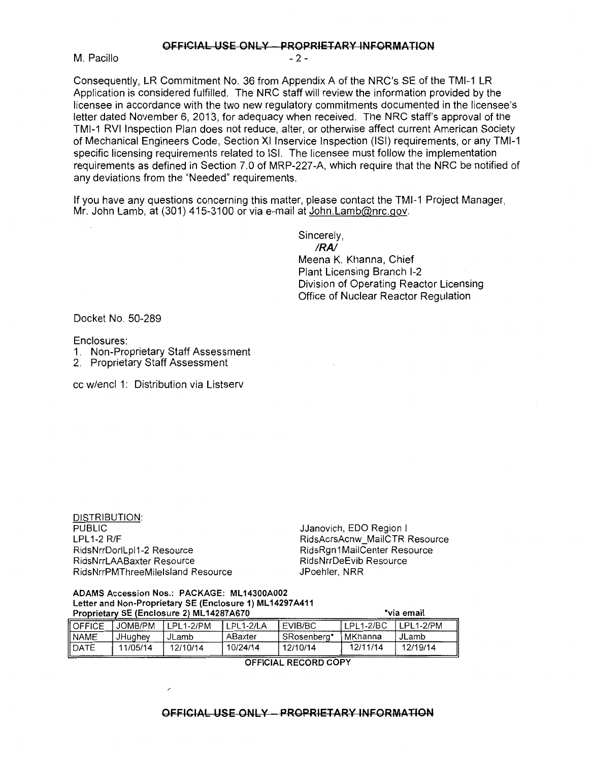Consequently, LR Commitment No. 36 from Appendix A of the NRC's SE of the TMI-1 LR Application is considered fulfilled. The NRC staff will review the information provided by the licensee in accordance with the two new regulatory commitments documented in the licensee's letter dated November 6, 2013, for adequacy when received. The NRC staff's approval of the TMI-1 RVI Inspection Plan does not reduce, alter, or otherwise affect current American Society of Mechanical Engineers Code, Section XI Inservice Inspection (ISI) requirements, or any TMI-1 specific licensing requirements related to ISI. The licensee must follow the implementation requirements as defined in Section 7.0 of MRP-227-A, which require that the NRC be notified of any deviations from the "Needed" requirements.

If you have any questions concerning this matter, please contact the TMI-1 Project Manager, Mr. John Lamb, at (301) 415-3100 or via e-mail at John.Lamb@nrc.gov.

Sincerely,

*/RA/*

Meena K. Khanna, Chief
Plant Licensing Branch I-2
Division of Operating Reactor Licensing
Office of Nuclear Reactor Regulation

Docket No. 50-289

Enclosures:
1. Non-Proprietary Staff Assessment
2. Proprietary Staff Assessment

cc w/encl 1: Distribution via Listserv

DISTRIBUTION:
PUBLIC
LPL1-2 R/F
RidsNrrDorlLpl1-2 Resource
RidsNrrLAABaxter Resource
RidsNrrPMThreeMileIsland Resource
JJanovich, EDO Region I
RidsAcrsAcnw_MailCTR Resource
RidsRgn1MailCenter Resource
RidsNrrDeEvib Resource
JPoehler, NRR

**ADAMS Accession Nos.: PACKAGE: ML14300A002**
**Letter and Non-Proprietary SE (Enclosure 1) ML14297A411**
**Proprietary SE (Enclosure 2) ML14287A670** *via email

| OFFICE | JOMB/PM | LPL1-2/PM | LPL1-2/LA | EVIB/BC | LPL1-2/BC | LPL1-2/PM |
|---|---|---|---|---|---|---|
| NAME | JHughey | JLamb | ABaxter | SRosenberg* | MKhanna | JLamb |
| DATE | 11/05/14 | 12/10/14 | 10/24/14 | 12/10/14 | 12/11/14 | 12/19/14 |

**OFFICIAL RECORD COPY**